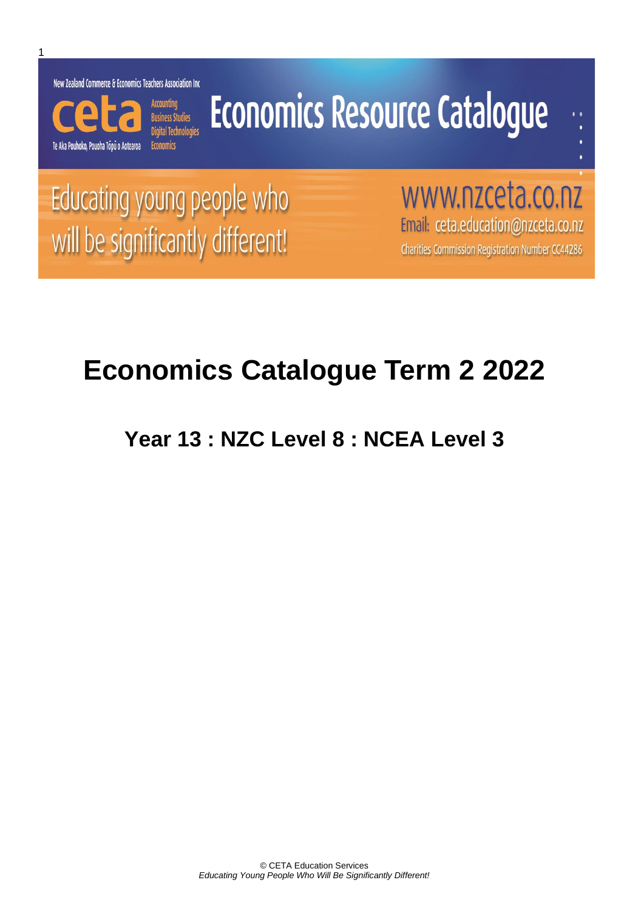New Zealand Commerce & Economics Teachers Association Inc

ceta

Accounting
Business Studies
Digital Technologies
Economics

Te Aka Pouhoko, Pouoha Tōpū o Aotearoa

# Economics Resource Catalogue

Educating young people who will be significantly different!

www.nzceta.co.nz

Email: ceta.education@nzceta.co.nz

Charities Commission Registration Number CC44286

# Economics Catalogue Term 2 2022

## Year 13 : NZC Level 8 : NCEA Level 3

© CETA Education Services

*Educating Young People Who Will Be Significantly Different!*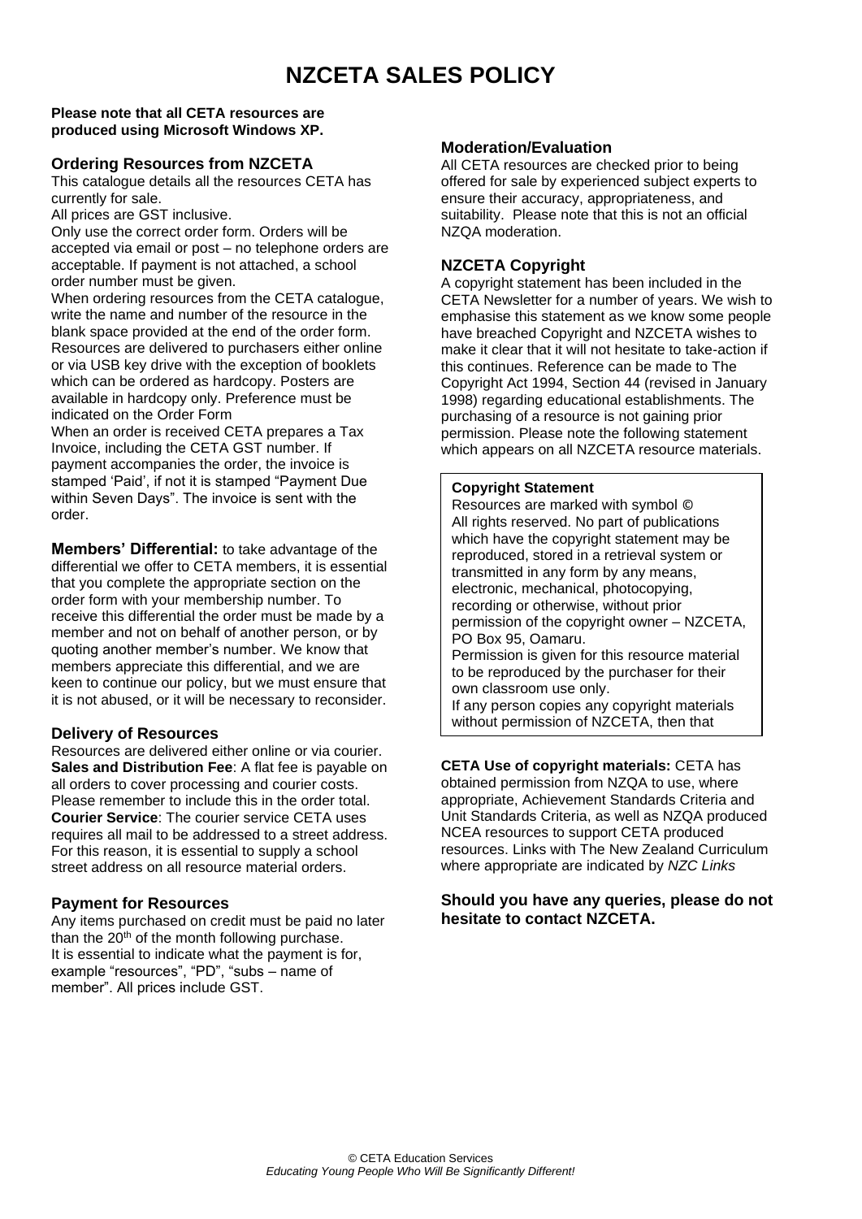# NZCETA SALES POLICY

**Please note that all CETA resources are produced using Microsoft Windows XP.**

## Ordering Resources from NZCETA

This catalogue details all the resources CETA has currently for sale.

All prices are GST inclusive.

Only use the correct order form. Orders will be accepted via email or post – no telephone orders are acceptable. If payment is not attached, a school order number must be given.

When ordering resources from the CETA catalogue, write the name and number of the resource in the blank space provided at the end of the order form. Resources are delivered to purchasers either online or via USB key drive with the exception of booklets which can be ordered as hardcopy. Posters are available in hardcopy only. Preference must be indicated on the Order Form

When an order is received CETA prepares a Tax Invoice, including the CETA GST number. If payment accompanies the order, the invoice is stamped 'Paid', if not it is stamped "Payment Due within Seven Days". The invoice is sent with the order.

**Members' Differential:** to take advantage of the differential we offer to CETA members, it is essential that you complete the appropriate section on the order form with your membership number. To receive this differential the order must be made by a member and not on behalf of another person, or by quoting another member's number. We know that members appreciate this differential, and we are keen to continue our policy, but we must ensure that it is not abused, or it will be necessary to reconsider.

## Delivery of Resources

Resources are delivered either online or via courier.

**Sales and Distribution Fee**: A flat fee is payable on all orders to cover processing and courier costs. Please remember to include this in the order total.

**Courier Service**: The courier service CETA uses requires all mail to be addressed to a street address. For this reason, it is essential to supply a school street address on all resource material orders.

## Payment for Resources

Any items purchased on credit must be paid no later than the 20th of the month following purchase.

It is essential to indicate what the payment is for, example "resources", "PD", "subs – name of member". All prices include GST.

## Moderation/Evaluation

All CETA resources are checked prior to being offered for sale by experienced subject experts to ensure their accuracy, appropriateness, and suitability. Please note that this is not an official NZQA moderation.

## NZCETA Copyright

A copyright statement has been included in the CETA Newsletter for a number of years. We wish to emphasise this statement as we know some people have breached Copyright and NZCETA wishes to make it clear that it will not hesitate to take-action if this continues. Reference can be made to The Copyright Act 1994, Section 44 (revised in January 1998) regarding educational establishments. The purchasing of a resource is not gaining prior permission. Please note the following statement which appears on all NZCETA resource materials.

> **Copyright Statement**
>
> Resources are marked with symbol ©
>
> All rights reserved. No part of publications which have the copyright statement may be reproduced, stored in a retrieval system or transmitted in any form by any means, electronic, mechanical, photocopying, recording or otherwise, without prior permission of the copyright owner – NZCETA, PO Box 95, Oamaru.
>
> Permission is given for this resource material to be reproduced by the purchaser for their own classroom use only.
>
> If any person copies any copyright materials without permission of NZCETA, then that

**CETA Use of copyright materials:** CETA has obtained permission from NZQA to use, where appropriate, Achievement Standards Criteria and Unit Standards Criteria, as well as NZQA produced NCEA resources to support CETA produced resources. Links with The New Zealand Curriculum where appropriate are indicated by *NZC Links*

**Should you have any queries, please do not hesitate to contact NZCETA.**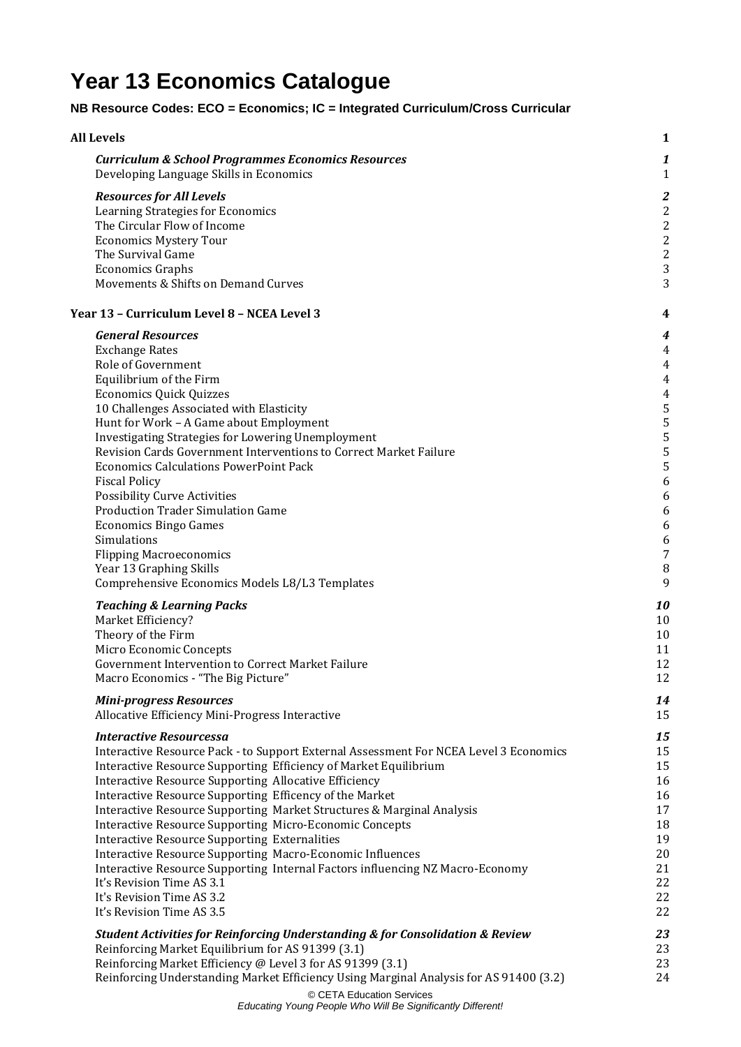# Year 13 Economics Catalogue

**NB Resource Codes: ECO = Economics; IC = Integrated Curriculum/Cross Curricular**

| | |
|---|---|
| **All Levels** | **1** |
| ***Curriculum & School Programmes Economics Resources*** | ***1*** |
| Developing Language Skills in Economics | 1 |
| ***Resources for All Levels*** | ***2*** |
| Learning Strategies for Economics | 2 |
| The Circular Flow of Income | 2 |
| Economics Mystery Tour | 2 |
| The Survival Game | 2 |
| Economics Graphs | 3 |
| Movements & Shifts on Demand Curves | 3 |
| **Year 13 – Curriculum Level 8 – NCEA Level 3** | **4** |
| ***General Resources*** | ***4*** |
| Exchange Rates | 4 |
| Role of Government | 4 |
| Equilibrium of the Firm | 4 |
| Economics Quick Quizzes | 4 |
| 10 Challenges Associated with Elasticity | 5 |
| Hunt for Work – A Game about Employment | 5 |
| Investigating Strategies for Lowering Unemployment | 5 |
| Revision Cards Government Interventions to Correct Market Failure | 5 |
| Economics Calculations PowerPoint Pack | 5 |
| Fiscal Policy | 6 |
| Possibility Curve Activities | 6 |
| Production Trader Simulation Game | 6 |
| Economics Bingo Games | 6 |
| Simulations | 6 |
| Flipping Macroeconomics | 7 |
| Year 13 Graphing Skills | 8 |
| Comprehensive Economics Models L8/L3 Templates | 9 |
| ***Teaching & Learning Packs*** | ***10*** |
| Market Efficiency? | 10 |
| Theory of the Firm | 10 |
| Micro Economic Concepts | 11 |
| Government Intervention to Correct Market Failure | 12 |
| Macro Economics - "The Big Picture" | 12 |
| ***Mini-progress Resources*** | ***14*** |
| Allocative Efficiency Mini-Progress Interactive | 15 |
| ***Interactive Resourcessa*** | ***15*** |
| Interactive Resource Pack - to Support External Assessment For NCEA Level 3 Economics | 15 |
| Interactive Resource Supporting Efficiency of Market Equilibrium | 15 |
| Interactive Resource Supporting Allocative Efficiency | 16 |
| Interactive Resource Supporting Efficency of the Market | 16 |
| Interactive Resource Supporting Market Structures & Marginal Analysis | 17 |
| Interactive Resource Supporting Micro-Economic Concepts | 18 |
| Interactive Resource Supporting Externalities | 19 |
| Interactive Resource Supporting Macro-Economic Influences | 20 |
| Interactive Resource Supporting Internal Factors influencing NZ Macro-Economy | 21 |
| It's Revision Time AS 3.1 | 22 |
| It's Revision Time AS 3.2 | 22 |
| It's Revision Time AS 3.5 | 22 |
| ***Student Activities for Reinforcing Understanding & for Consolidation & Review*** | ***23*** |
| Reinforcing Market Equilibrium for AS 91399 (3.1) | 23 |
| Reinforcing Market Efficiency @ Level 3 for AS 91399 (3.1) | 23 |
| Reinforcing Understanding Market Efficiency Using Marginal Analysis for AS 91400 (3.2) | 24 |

© CETA Education Services
*Educating Young People Who Will Be Significantly Different!*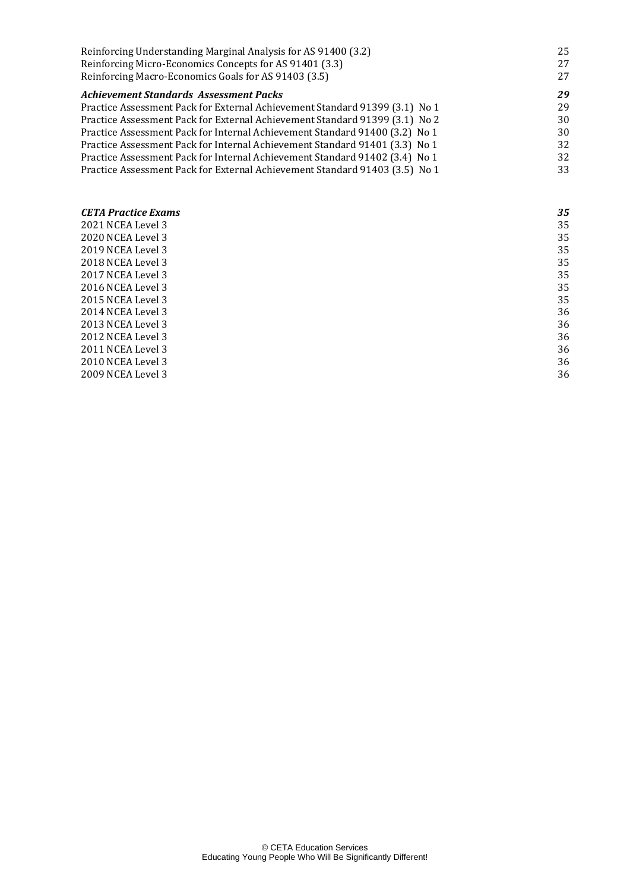| | |
|---|---|
| Reinforcing Understanding Marginal Analysis for AS 91400 (3.2) | 25 |
| Reinforcing Micro-Economics Concepts for AS 91401 (3.3) | 27 |
| Reinforcing Macro-Economics Goals for AS 91403 (3.5) | 27 |
| ***Achievement Standards Assessment Packs*** | ***29*** |
| Practice Assessment Pack for External Achievement Standard 91399 (3.1) No 1 | 29 |
| Practice Assessment Pack for External Achievement Standard 91399 (3.1) No 2 | 30 |
| Practice Assessment Pack for Internal Achievement Standard 91400 (3.2) No 1 | 30 |
| Practice Assessment Pack for Internal Achievement Standard 91401 (3.3) No 1 | 32 |
| Practice Assessment Pack for Internal Achievement Standard 91402 (3.4) No 1 | 32 |
| Practice Assessment Pack for External Achievement Standard 91403 (3.5) No 1 | 33 |

| | |
|---|---|
| ***CETA Practice Exams*** | ***35*** |
| 2021 NCEA Level 3 | 35 |
| 2020 NCEA Level 3 | 35 |
| 2019 NCEA Level 3 | 35 |
| 2018 NCEA Level 3 | 35 |
| 2017 NCEA Level 3 | 35 |
| 2016 NCEA Level 3 | 35 |
| 2015 NCEA Level 3 | 35 |
| 2014 NCEA Level 3 | 36 |
| 2013 NCEA Level 3 | 36 |
| 2012 NCEA Level 3 | 36 |
| 2011 NCEA Level 3 | 36 |
| 2010 NCEA Level 3 | 36 |
| 2009 NCEA Level 3 | 36 |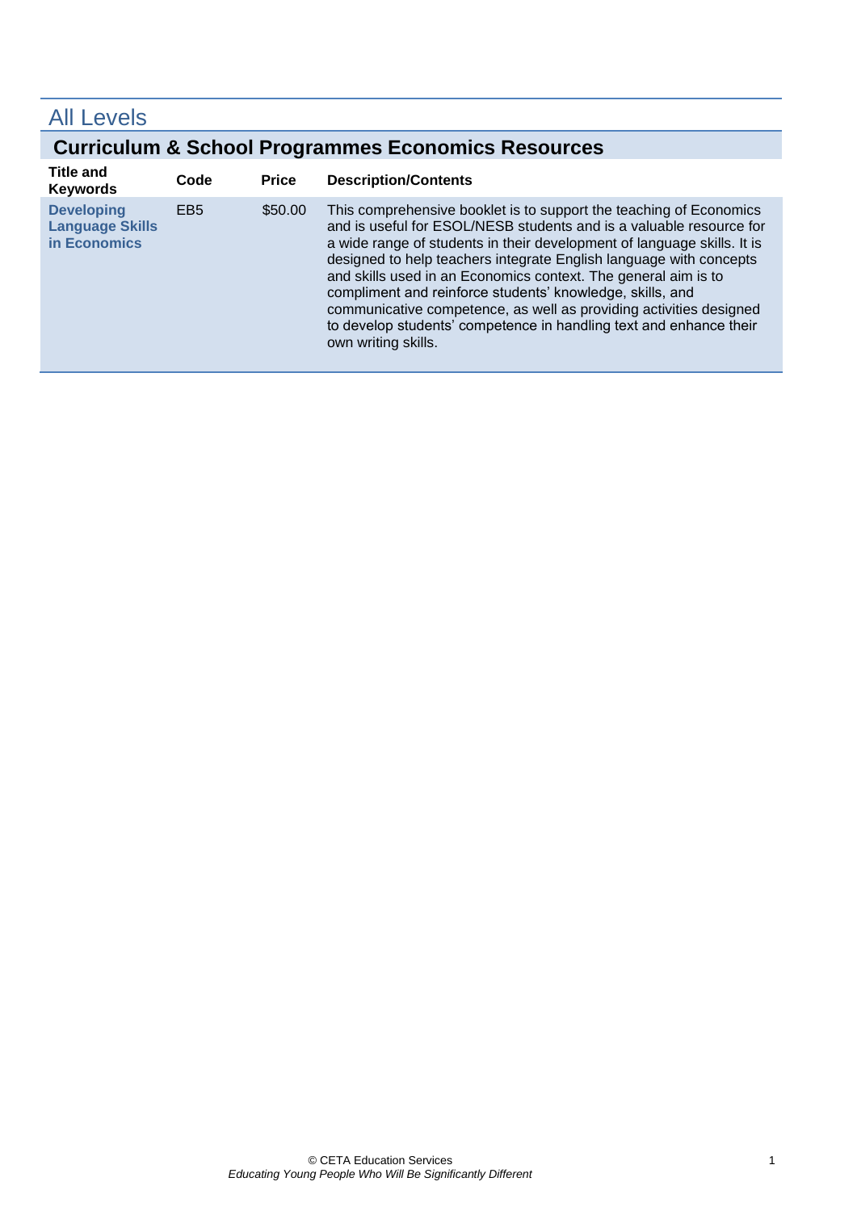# All Levels

## Curriculum & School Programmes Economics Resources

| Title and Keywords | Code | Price | Description/Contents |
| --- | --- | --- | --- |
| **Developing Language Skills in Economics** | EB5 | $50.00 | This comprehensive booklet is to support the teaching of Economics and is useful for ESOL/NESB students and is a valuable resource for a wide range of students in their development of language skills. It is designed to help teachers integrate English language with concepts and skills used in an Economics context. The general aim is to compliment and reinforce students' knowledge, skills, and communicative competence, as well as providing activities designed to develop students' competence in handling text and enhance their own writing skills. |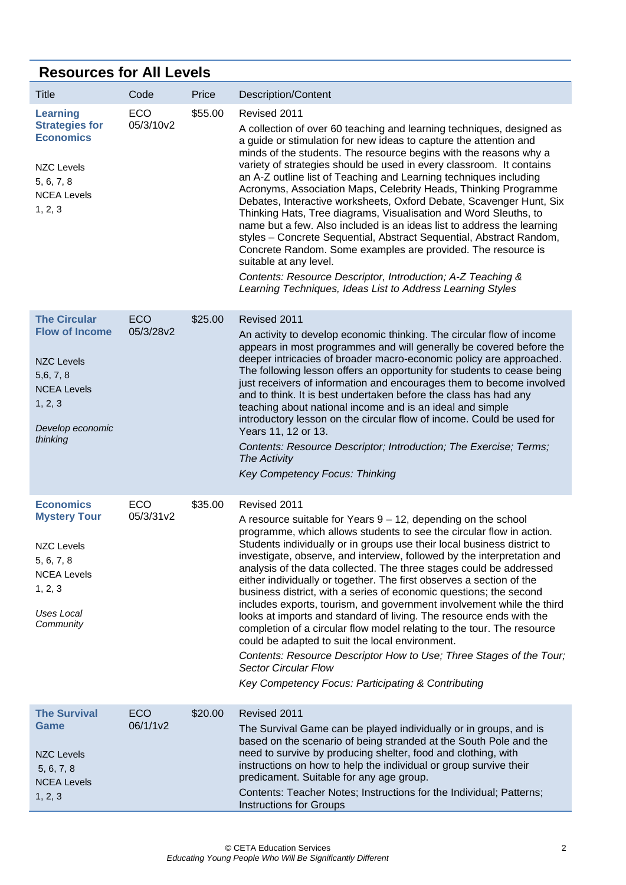## Resources for All Levels

| Title | Code | Price | Description/Content |
|---|---|---|---|
| **Learning Strategies for Economics**<br><br>NZC Levels<br>5, 6, 7, 8<br>NCEA Levels<br>1, 2, 3 | ECO 05/3/10v2 | $55.00 | Revised 2011<br><br>A collection of over 60 teaching and learning techniques, designed as a guide or stimulation for new ideas to capture the attention and minds of the students. The resource begins with the reasons why a variety of strategies should be used in every classroom. It contains an A-Z outline list of Teaching and Learning techniques including Acronyms, Association Maps, Celebrity Heads, Thinking Programme Debates, Interactive worksheets, Oxford Debate, Scavenger Hunt, Six Thinking Hats, Tree diagrams, Visualisation and Word Sleuths, to name but a few. Also included is an ideas list to address the learning styles – Concrete Sequential, Abstract Sequential, Abstract Random, Concrete Random. Some examples are provided. The resource is suitable at any level.<br><br>*Contents: Resource Descriptor, Introduction; A-Z Teaching & Learning Techniques, Ideas List to Address Learning Styles* |
| **The Circular Flow of Income**<br><br>NZC Levels<br>5,6, 7, 8<br>NCEA Levels<br>1, 2, 3<br><br>*Develop economic thinking* | ECO 05/3/28v2 | $25.00 | Revised 2011<br><br>An activity to develop economic thinking. The circular flow of income appears in most programmes and will generally be covered before the deeper intricacies of broader macro-economic policy are approached. The following lesson offers an opportunity for students to cease being just receivers of information and encourages them to become involved and to think. It is best undertaken before the class has had any teaching about national income and is an ideal and simple introductory lesson on the circular flow of income. Could be used for Years 11, 12 or 13.<br><br>*Contents: Resource Descriptor; Introduction; The Exercise; Terms; The Activity*<br><br>*Key Competency Focus: Thinking* |
| **Economics Mystery Tour**<br><br>NZC Levels<br>5, 6, 7, 8<br>NCEA Levels<br>1, 2, 3<br><br>*Uses Local Community* | ECO 05/3/31v2 | $35.00 | Revised 2011<br><br>A resource suitable for Years 9 – 12, depending on the school programme, which allows students to see the circular flow in action. Students individually or in groups use their local business district to investigate, observe, and interview, followed by the interpretation and analysis of the data collected. The three stages could be addressed either individually or together. The first observes a section of the business district, with a series of economic questions; the second includes exports, tourism, and government involvement while the third looks at imports and standard of living. The resource ends with the completion of a circular flow model relating to the tour. The resource could be adapted to suit the local environment.<br><br>*Contents: Resource Descriptor How to Use; Three Stages of the Tour; Sector Circular Flow*<br><br>*Key Competency Focus: Participating & Contributing* |
| **The Survival Game**<br><br>NZC Levels<br>5, 6, 7, 8<br>NCEA Levels<br>1, 2, 3 | ECO 06/1/1v2 | $20.00 | Revised 2011<br><br>The Survival Game can be played individually or in groups, and is based on the scenario of being stranded at the South Pole and the need to survive by producing shelter, food and clothing, with instructions on how to help the individual or group survive their predicament. Suitable for any age group.<br><br>Contents: Teacher Notes; Instructions for the Individual; Patterns; Instructions for Groups |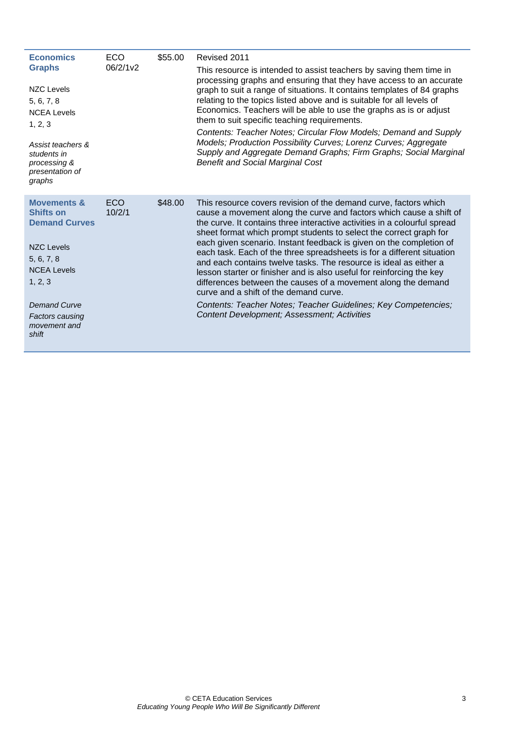| | | | |
|---|---|---|---|
| **Economics Graphs**<br><br>NZC Levels<br>5, 6, 7, 8<br>NCEA Levels<br>1, 2, 3<br><br>*Assist teachers & students in processing & presentation of graphs* | ECO 06/2/1v2 | $55.00 | Revised 2011<br><br>This resource is intended to assist teachers by saving them time in processing graphs and ensuring that they have access to an accurate graph to suit a range of situations. It contains templates of 84 graphs relating to the topics listed above and is suitable for all levels of Economics. Teachers will be able to use the graphs as is or adjust them to suit specific teaching requirements.<br><br>*Contents: Teacher Notes; Circular Flow Models; Demand and Supply Models; Production Possibility Curves; Lorenz Curves; Aggregate Supply and Aggregate Demand Graphs; Firm Graphs; Social Marginal Benefit and Social Marginal Cost* |
| **Movements & Shifts on Demand Curves**<br><br>NZC Levels<br>5, 6, 7, 8<br>NCEA Levels<br>1, 2, 3<br><br>*Demand Curve*<br>*Factors causing movement and shift* | ECO 10/2/1 | $48.00 | This resource covers revision of the demand curve, factors which cause a movement along the curve and factors which cause a shift of the curve. It contains three interactive activities in a colourful spread sheet format which prompt students to select the correct graph for each given scenario. Instant feedback is given on the completion of each task. Each of the three spreadsheets is for a different situation and each contains twelve tasks. The resource is ideal as either a lesson starter or finisher and is also useful for reinforcing the key differences between the causes of a movement along the demand curve and a shift of the demand curve.<br><br>*Contents: Teacher Notes; Teacher Guidelines; Key Competencies; Content Development; Assessment; Activities* |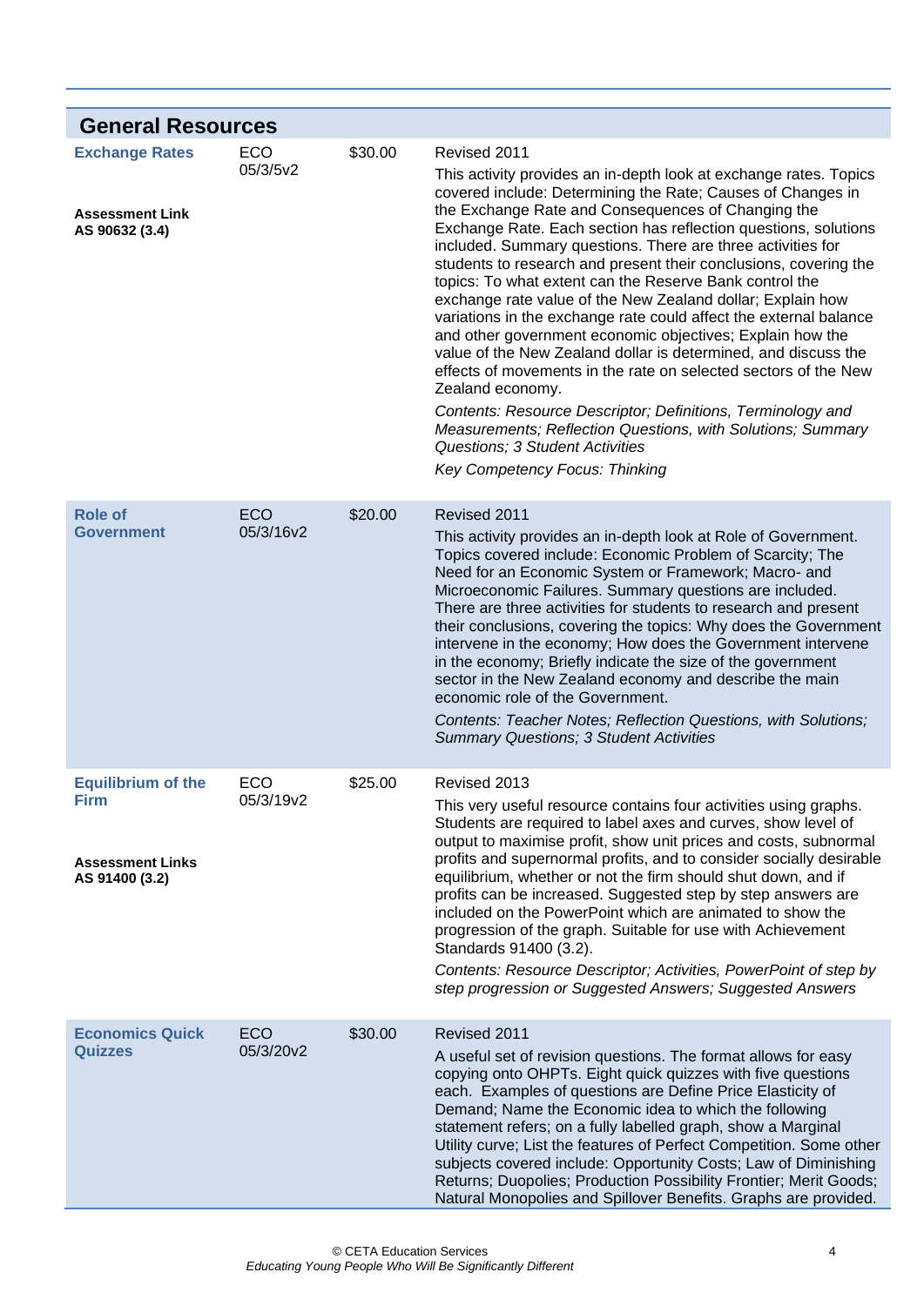## General Resources

| Resource | Code | Price | Description |
|---|---|---|---|
| **Exchange Rates**<br><br>**Assessment Link**<br>**AS 90632 (3.4)** | ECO 05/3/5v2 | $30.00 | Revised 2011<br><br>This activity provides an in-depth look at exchange rates. Topics covered include: Determining the Rate; Causes of Changes in the Exchange Rate and Consequences of Changing the Exchange Rate. Each section has reflection questions, solutions included. Summary questions. There are three activities for students to research and present their conclusions, covering the topics: To what extent can the Reserve Bank control the exchange rate value of the New Zealand dollar; Explain how variations in the exchange rate could affect the external balance and other government economic objectives; Explain how the value of the New Zealand dollar is determined, and discuss the effects of movements in the rate on selected sectors of the New Zealand economy.<br><br>*Contents: Resource Descriptor; Definitions, Terminology and Measurements; Reflection Questions, with Solutions; Summary Questions; 3 Student Activities*<br><br>*Key Competency Focus: Thinking* |
| **Role of Government** | ECO 05/3/16v2 | $20.00 | Revised 2011<br><br>This activity provides an in-depth look at Role of Government. Topics covered include: Economic Problem of Scarcity; The Need for an Economic System or Framework; Macro- and Microeconomic Failures. Summary questions are included. There are three activities for students to research and present their conclusions, covering the topics: Why does the Government intervene in the economy; How does the Government intervene in the economy; Briefly indicate the size of the government sector in the New Zealand economy and describe the main economic role of the Government.<br><br>*Contents: Teacher Notes; Reflection Questions, with Solutions; Summary Questions; 3 Student Activities* |
| **Equilibrium of the Firm**<br><br>**Assessment Links**<br>**AS 91400 (3.2)** | ECO 05/3/19v2 | $25.00 | Revised 2013<br><br>This very useful resource contains four activities using graphs. Students are required to label axes and curves, show level of output to maximise profit, show unit prices and costs, subnormal profits and supernormal profits, and to consider socially desirable equilibrium, whether or not the firm should shut down, and if profits can be increased. Suggested step by step answers are included on the PowerPoint which are animated to show the progression of the graph. Suitable for use with Achievement Standards 91400 (3.2).<br><br>*Contents: Resource Descriptor; Activities, PowerPoint of step by step progression or Suggested Answers; Suggested Answers* |
| **Economics Quick Quizzes** | ECO 05/3/20v2 | $30.00 | Revised 2011<br><br>A useful set of revision questions. The format allows for easy copying onto OHPTs. Eight quick quizzes with five questions each. Examples of questions are Define Price Elasticity of Demand; Name the Economic idea to which the following statement refers; on a fully labelled graph, show a Marginal Utility curve; List the features of Perfect Competition. Some other subjects covered include: Opportunity Costs; Law of Diminishing Returns; Duopolies; Production Possibility Frontier; Merit Goods; Natural Monopolies and Spillover Benefits. Graphs are provided. |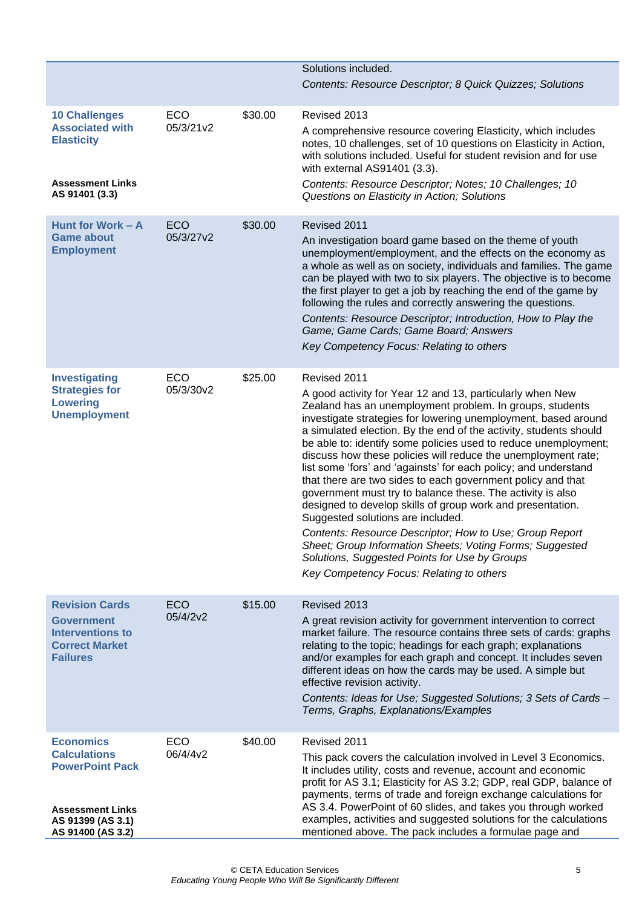| | | | |
|---|---|---|---|
| | | | Solutions included.<br>*Contents: Resource Descriptor; 8 Quick Quizzes; Solutions* |
| **10 Challenges Associated with Elasticity**<br><br>**Assessment Links**<br>**AS 91401 (3.3)** | ECO 05/3/21v2 | $30.00 | Revised 2013<br>A comprehensive resource covering Elasticity, which includes notes, 10 challenges, set of 10 questions on Elasticity in Action, with solutions included. Useful for student revision and for use with external AS91401 (3.3).<br>*Contents: Resource Descriptor; Notes; 10 Challenges; 10 Questions on Elasticity in Action; Solutions* |
| **Hunt for Work – A Game about Employment** | ECO 05/3/27v2 | $30.00 | Revised 2011<br>An investigation board game based on the theme of youth unemployment/employment, and the effects on the economy as a whole as well as on society, individuals and families. The game can be played with two to six players. The objective is to become the first player to get a job by reaching the end of the game by following the rules and correctly answering the questions.<br>*Contents: Resource Descriptor; Introduction, How to Play the Game; Game Cards; Game Board; Answers*<br>*Key Competency Focus: Relating to others* |
| **Investigating Strategies for Lowering Unemployment** | ECO 05/3/30v2 | $25.00 | Revised 2011<br>A good activity for Year 12 and 13, particularly when New Zealand has an unemployment problem. In groups, students investigate strategies for lowering unemployment, based around a simulated election. By the end of the activity, students should be able to: identify some policies used to reduce unemployment; discuss how these policies will reduce the unemployment rate; list some 'fors' and 'againsts' for each policy; and understand that there are two sides to each government policy and that government must try to balance these. The activity is also designed to develop skills of group work and presentation. Suggested solutions are included.<br>*Contents: Resource Descriptor; How to Use; Group Report Sheet; Group Information Sheets; Voting Forms; Suggested Solutions, Suggested Points for Use by Groups*<br>*Key Competency Focus: Relating to others* |
| **Revision Cards**<br>**Government Interventions to Correct Market Failures** | ECO 05/4/2v2 | $15.00 | Revised 2013<br>A great revision activity for government intervention to correct market failure. The resource contains three sets of cards: graphs relating to the topic; headings for each graph; explanations and/or examples for each graph and concept. It includes seven different ideas on how the cards may be used. A simple but effective revision activity.<br>*Contents: Ideas for Use; Suggested Solutions; 3 Sets of Cards – Terms, Graphs, Explanations/Examples* |
| **Economics Calculations PowerPoint Pack**<br><br>**Assessment Links**<br>**AS 91399 (AS 3.1)**<br>**AS 91400 (AS 3.2)** | ECO 06/4/4v2 | $40.00 | Revised 2011<br>This pack covers the calculation involved in Level 3 Economics. It includes utility, costs and revenue, account and economic profit for AS 3.1; Elasticity for AS 3.2; GDP, real GDP, balance of payments, terms of trade and foreign exchange calculations for AS 3.4. PowerPoint of 60 slides, and takes you through worked examples, activities and suggested solutions for the calculations mentioned above. The pack includes a formulae page and |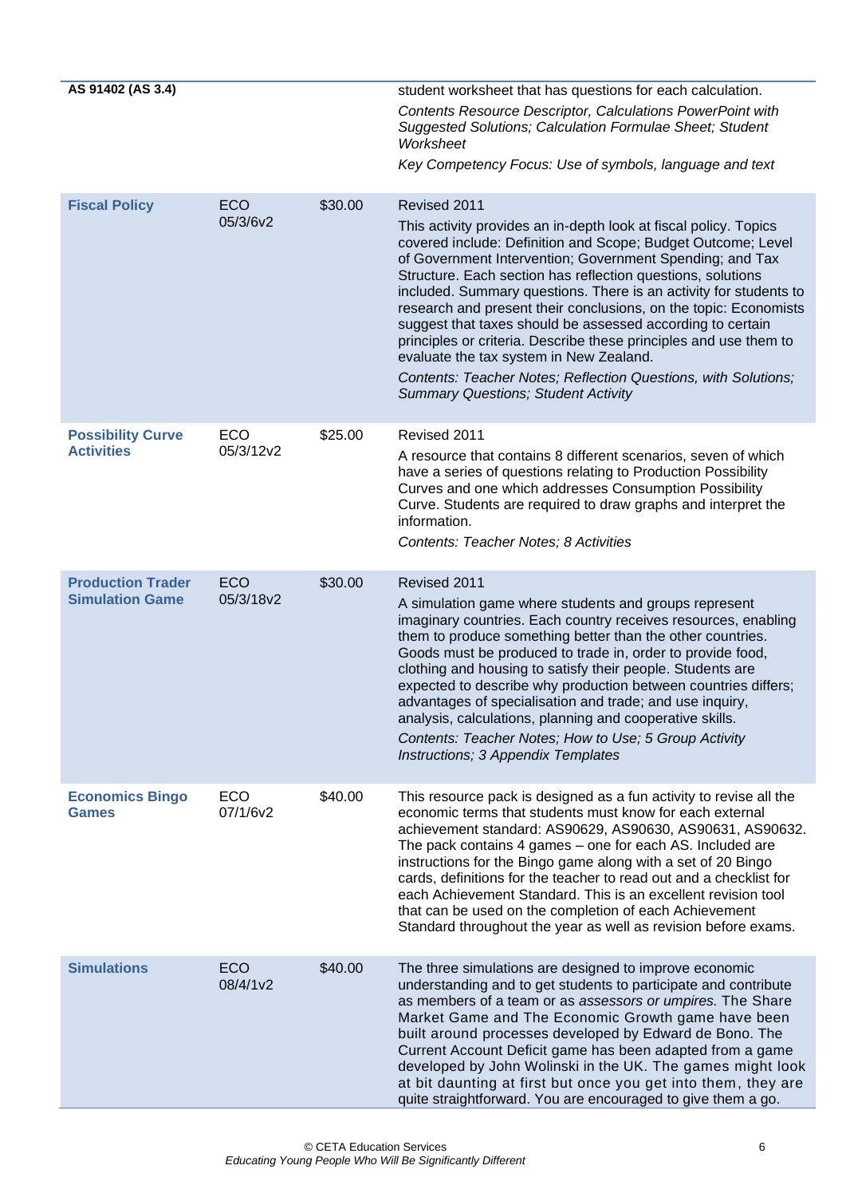| | | | |
|---|---|---|---|
| **AS 91402 (AS 3.4)** | | | student worksheet that has questions for each calculation.<br>*Contents Resource Descriptor, Calculations PowerPoint with Suggested Solutions; Calculation Formulae Sheet; Student Worksheet*<br>*Key Competency Focus: Use of symbols, language and text* |
| **Fiscal Policy** | ECO 05/3/6v2 | $30.00 | Revised 2011<br>This activity provides an in-depth look at fiscal policy. Topics covered include: Definition and Scope; Budget Outcome; Level of Government Intervention; Government Spending; and Tax Structure. Each section has reflection questions, solutions included. Summary questions. There is an activity for students to research and present their conclusions, on the topic: Economists suggest that taxes should be assessed according to certain principles or criteria. Describe these principles and use them to evaluate the tax system in New Zealand.<br>*Contents: Teacher Notes; Reflection Questions, with Solutions; Summary Questions; Student Activity* |
| **Possibility Curve Activities** | ECO 05/3/12v2 | $25.00 | Revised 2011<br>A resource that contains 8 different scenarios, seven of which have a series of questions relating to Production Possibility Curves and one which addresses Consumption Possibility Curve. Students are required to draw graphs and interpret the information.<br>*Contents: Teacher Notes; 8 Activities* |
| **Production Trader Simulation Game** | ECO 05/3/18v2 | $30.00 | Revised 2011<br>A simulation game where students and groups represent imaginary countries. Each country receives resources, enabling them to produce something better than the other countries. Goods must be produced to trade in, order to provide food, clothing and housing to satisfy their people. Students are expected to describe why production between countries differs; advantages of specialisation and trade; and use inquiry, analysis, calculations, planning and cooperative skills.<br>*Contents: Teacher Notes; How to Use; 5 Group Activity Instructions; 3 Appendix Templates* |
| **Economics Bingo Games** | ECO 07/1/6v2 | $40.00 | This resource pack is designed as a fun activity to revise all the economic terms that students must know for each external achievement standard: AS90629, AS90630, AS90631, AS90632. The pack contains 4 games – one for each AS. Included are instructions for the Bingo game along with a set of 20 Bingo cards, definitions for the teacher to read out and a checklist for each Achievement Standard. This is an excellent revision tool that can be used on the completion of each Achievement Standard throughout the year as well as revision before exams. |
| **Simulations** | ECO 08/4/1v2 | $40.00 | The three simulations are designed to improve economic understanding and to get students to participate and contribute as members of a team or as *assessors or umpires.* The Share Market Game and The Economic Growth game have been built around processes developed by Edward de Bono. The Current Account Deficit game has been adapted from a game developed by John Wolinski in the UK. The games might look at bit daunting at first but once you get into them, they are quite straightforward. You are encouraged to give them a go. |

© CETA Education Services
*Educating Young People Who Will Be Significantly Different*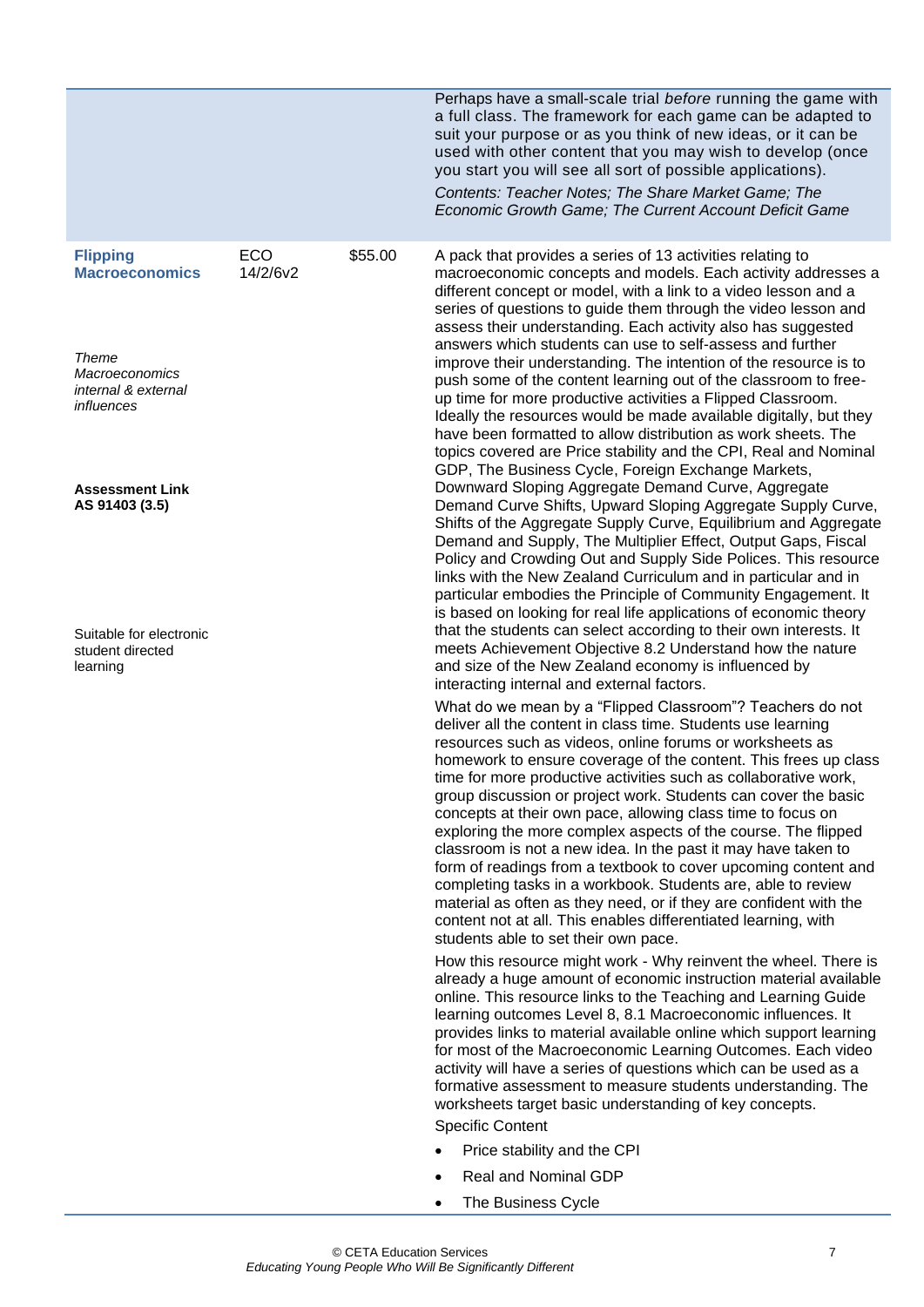| | | | |
|---|---|---|---|
| | | | Perhaps have a small-scale trial *before* running the game with a full class. The framework for each game can be adapted to suit your purpose or as you think of new ideas, or it can be used with other content that you may wish to develop (once you start you will see all sort of possible applications).<br>*Contents: Teacher Notes; The Share Market Game; The Economic Growth Game; The Current Account Deficit Game* |
| **Flipping Macroeconomics**<br><br>*Theme Macroeconomics internal & external influences*<br><br>**Assessment Link AS 91403 (3.5)**<br><br>Suitable for electronic student directed learning | ECO 14/2/6v2 | $55.00 | A pack that provides a series of 13 activities relating to macroeconomic concepts and models. Each activity addresses a different concept or model, with a link to a video lesson and a series of questions to guide them through the video lesson and assess their understanding. Each activity also has suggested answers which students can use to self-assess and further improve their understanding. The intention of the resource is to push some of the content learning out of the classroom to free-up time for more productive activities a Flipped Classroom. Ideally the resources would be made available digitally, but they have been formatted to allow distribution as work sheets. The topics covered are Price stability and the CPI, Real and Nominal GDP, The Business Cycle, Foreign Exchange Markets, Downward Sloping Aggregate Demand Curve, Aggregate Demand Curve Shifts, Upward Sloping Aggregate Supply Curve, Shifts of the Aggregate Supply Curve, Equilibrium and Aggregate Demand and Supply, The Multiplier Effect, Output Gaps, Fiscal Policy and Crowding Out and Supply Side Polices. This resource links with the New Zealand Curriculum and in particular and in particular embodies the Principle of Community Engagement. It is based on looking for real life applications of economic theory that the students can select according to their own interests. It meets Achievement Objective 8.2 Understand how the nature and size of the New Zealand economy is influenced by interacting internal and external factors.<br><br>What do we mean by a "Flipped Classroom"? Teachers do not deliver all the content in class time. Students use learning resources such as videos, online forums or worksheets as homework to ensure coverage of the content. This frees up class time for more productive activities such as collaborative work, group discussion or project work. Students can cover the basic concepts at their own pace, allowing class time to focus on exploring the more complex aspects of the course. The flipped classroom is not a new idea. In the past it may have taken to form of readings from a textbook to cover upcoming content and completing tasks in a workbook. Students are, able to review material as often as they need, or if they are confident with the content not at all. This enables differentiated learning, with students able to set their own pace.<br><br>How this resource might work - Why reinvent the wheel. There is already a huge amount of economic instruction material available online. This resource links to the Teaching and Learning Guide learning outcomes Level 8, 8.1 Macroeconomic influences. It provides links to material available online which support learning for most of the Macroeconomic Learning Outcomes. Each video activity will have a series of questions which can be used as a formative assessment to measure students understanding. The worksheets target basic understanding of key concepts.<br>Specific Content<br>• Price stability and the CPI<br>• Real and Nominal GDP<br>• The Business Cycle |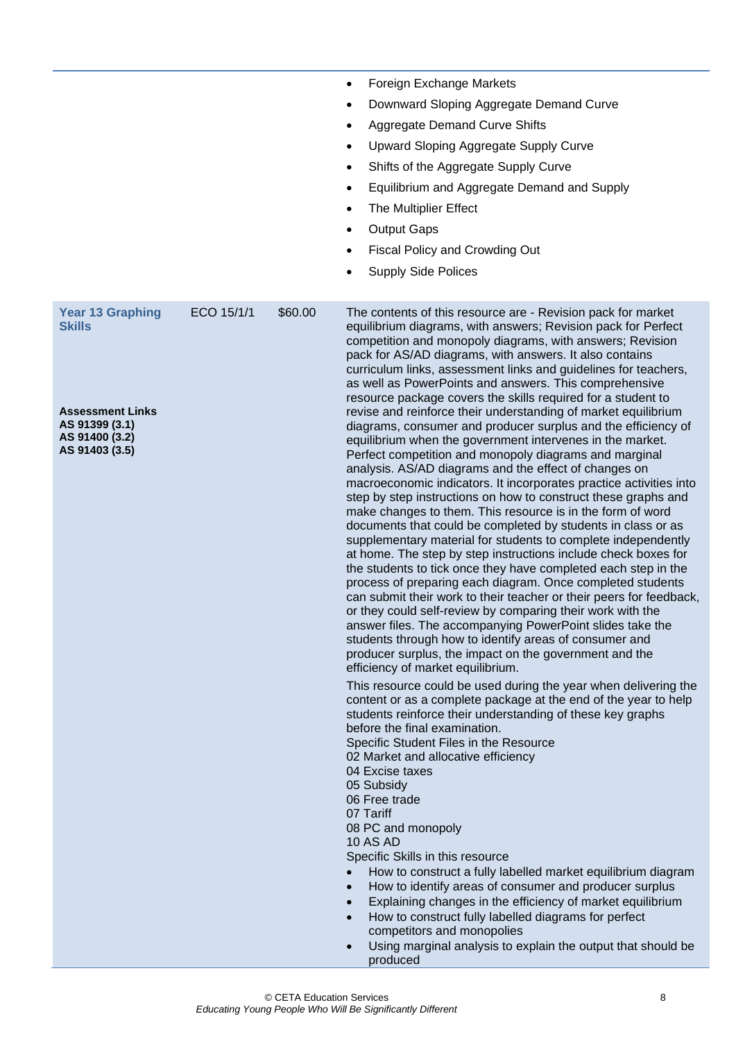| | | | |
|---|---|---|---|
| | | | • Foreign Exchange Markets<br>• Downward Sloping Aggregate Demand Curve<br>• Aggregate Demand Curve Shifts<br>• Upward Sloping Aggregate Supply Curve<br>• Shifts of the Aggregate Supply Curve<br>• Equilibrium and Aggregate Demand and Supply<br>• The Multiplier Effect<br>• Output Gaps<br>• Fiscal Policy and Crowding Out<br>• Supply Side Polices |
| **Year 13 Graphing Skills**<br><br>**Assessment Links**<br>**AS 91399 (3.1)**<br>**AS 91400 (3.2)**<br>**AS 91403 (3.5)** | ECO 15/1/1 | $60.00 | The contents of this resource are - Revision pack for market equilibrium diagrams, with answers; Revision pack for Perfect competition and monopoly diagrams, with answers; Revision pack for AS/AD diagrams, with answers. It also contains curriculum links, assessment links and guidelines for teachers, as well as PowerPoints and answers. This comprehensive resource package covers the skills required for a student to revise and reinforce their understanding of market equilibrium diagrams, consumer and producer surplus and the efficiency of equilibrium when the government intervenes in the market. Perfect competition and monopoly diagrams and marginal analysis. AS/AD diagrams and the effect of changes on macroeconomic indicators. It incorporates practice activities into step by step instructions on how to construct these graphs and make changes to them. This resource is in the form of word documents that could be completed by students in class or as supplementary material for students to complete independently at home. The step by step instructions include check boxes for the students to tick once they have completed each step in the process of preparing each diagram. Once completed students can submit their work to their teacher or their peers for feedback, or they could self-review by comparing their work with the answer files. The accompanying PowerPoint slides take the students through how to identify areas of consumer and producer surplus, the impact on the government and the efficiency of market equilibrium.<br><br>This resource could be used during the year when delivering the content or as a complete package at the end of the year to help students reinforce their understanding of these key graphs before the final examination.<br>Specific Student Files in the Resource<br>02 Market and allocative efficiency<br>04 Excise taxes<br>05 Subsidy<br>06 Free trade<br>07 Tariff<br>08 PC and monopoly<br>10 AS AD<br>Specific Skills in this resource<br>• How to construct a fully labelled market equilibrium diagram<br>• How to identify areas of consumer and producer surplus<br>• Explaining changes in the efficiency of market equilibrium<br>• How to construct fully labelled diagrams for perfect competitors and monopolies<br>• Using marginal analysis to explain the output that should be produced |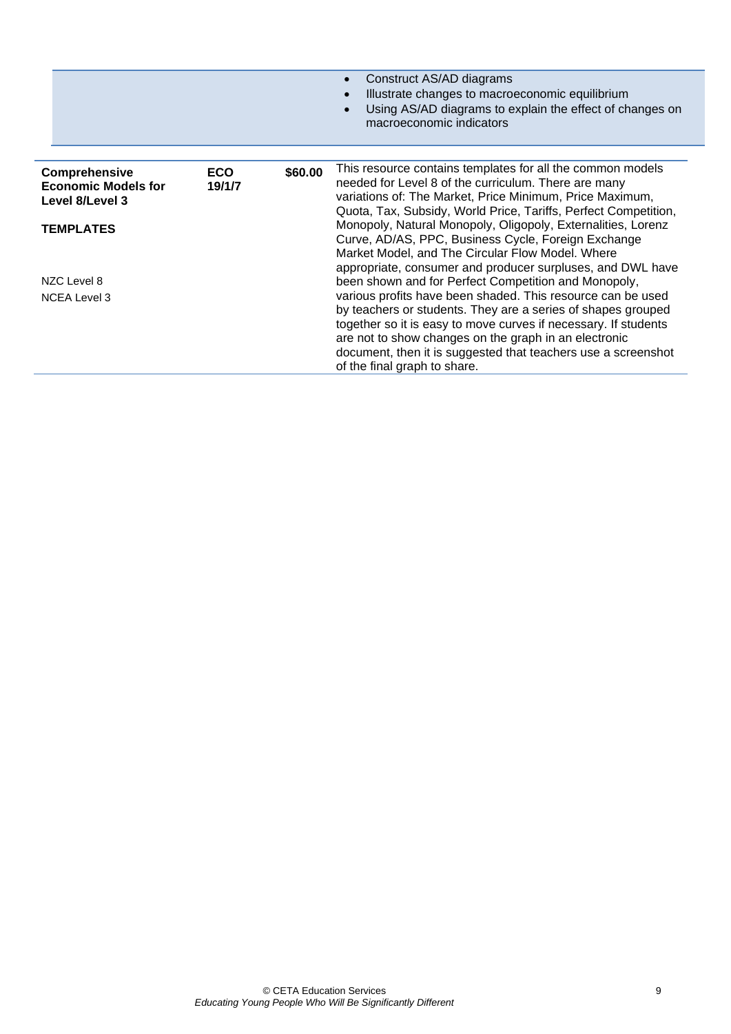| | | | <ul><li>Construct AS/AD diagrams</li><li>Illustrate changes to macroeconomic equilibrium</li><li>Using AS/AD diagrams to explain the effect of changes on macroeconomic indicators</li></ul> |
|---|---|---|---|
| **Comprehensive Economic Models for Level 8/Level 3**<br><br>**TEMPLATES**<br><br>NZC Level 8<br>NCEA Level 3 | **ECO 19/1/7** | **$60.00** | This resource contains templates for all the common models needed for Level 8 of the curriculum. There are many variations of: The Market, Price Minimum, Price Maximum, Quota, Tax, Subsidy, World Price, Tariffs, Perfect Competition, Monopoly, Natural Monopoly, Oligopoly, Externalities, Lorenz Curve, AD/AS, PPC, Business Cycle, Foreign Exchange Market Model, and The Circular Flow Model. Where appropriate, consumer and producer surpluses, and DWL have been shown and for Perfect Competition and Monopoly, various profits have been shaded. This resource can be used by teachers or students. They are a series of shapes grouped together so it is easy to move curves if necessary. If students are not to show changes on the graph in an electronic document, then it is suggested that teachers use a screenshot of the final graph to share. |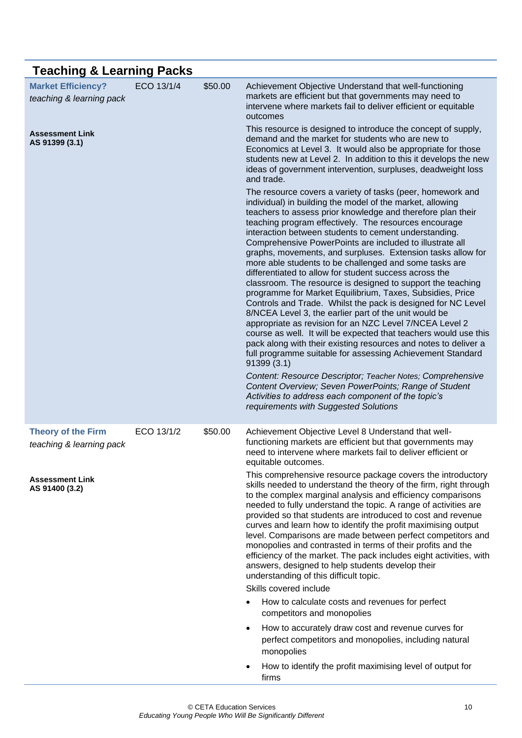## Teaching & Learning Packs

| | | | |
|---|---|---|---|
| **Market Efficiency?**<br>*teaching & learning pack*<br><br>**Assessment Link**<br>**AS 91399 (3.1)** | ECO 13/1/4 | $50.00 | Achievement Objective Understand that well-functioning markets are efficient but that governments may need to intervene where markets fail to deliver efficient or equitable outcomes<br><br>This resource is designed to introduce the concept of supply, demand and the market for students who are new to Economics at Level 3. It would also be appropriate for those students new at Level 2. In addition to this it develops the new ideas of government intervention, surpluses, deadweight loss and trade.<br><br>The resource covers a variety of tasks (peer, homework and individual) in building the model of the market, allowing teachers to assess prior knowledge and therefore plan their teaching program effectively. The resources encourage interaction between students to cement understanding. Comprehensive PowerPoints are included to illustrate all graphs, movements, and surpluses. Extension tasks allow for more able students to be challenged and some tasks are differentiated to allow for student success across the classroom. The resource is designed to support the teaching programme for Market Equilibrium, Taxes, Subsidies, Price Controls and Trade. Whilst the pack is designed for NC Level 8/NCEA Level 3, the earlier part of the unit would be appropriate as revision for an NZC Level 7/NCEA Level 2 course as well. It will be expected that teachers would use this pack along with their existing resources and notes to deliver a full programme suitable for assessing Achievement Standard 91399 (3.1)<br><br>*Content: Resource Descriptor; Teacher Notes; Comprehensive Content Overview; Seven PowerPoints; Range of Student Activities to address each component of the topic's requirements with Suggested Solutions* |
| **Theory of the Firm**<br>*teaching & learning pack*<br><br>**Assessment Link**<br>**AS 91400 (3.2)** | ECO 13/1/2 | $50.00 | Achievement Objective Level 8 Understand that well-functioning markets are efficient but that governments may need to intervene where markets fail to deliver efficient or equitable outcomes.<br><br>This comprehensive resource package covers the introductory skills needed to understand the theory of the firm, right through to the complex marginal analysis and efficiency comparisons needed to fully understand the topic. A range of activities are provided so that students are introduced to cost and revenue curves and learn how to identify the profit maximising output level. Comparisons are made between perfect competitors and monopolies and contrasted in terms of their profits and the efficiency of the market. The pack includes eight activities, with answers, designed to help students develop their understanding of this difficult topic.<br><br>Skills covered include<br><br>• How to calculate costs and revenues for perfect competitors and monopolies<br>• How to accurately draw cost and revenue curves for perfect competitors and monopolies, including natural monopolies<br>• How to identify the profit maximising level of output for firms |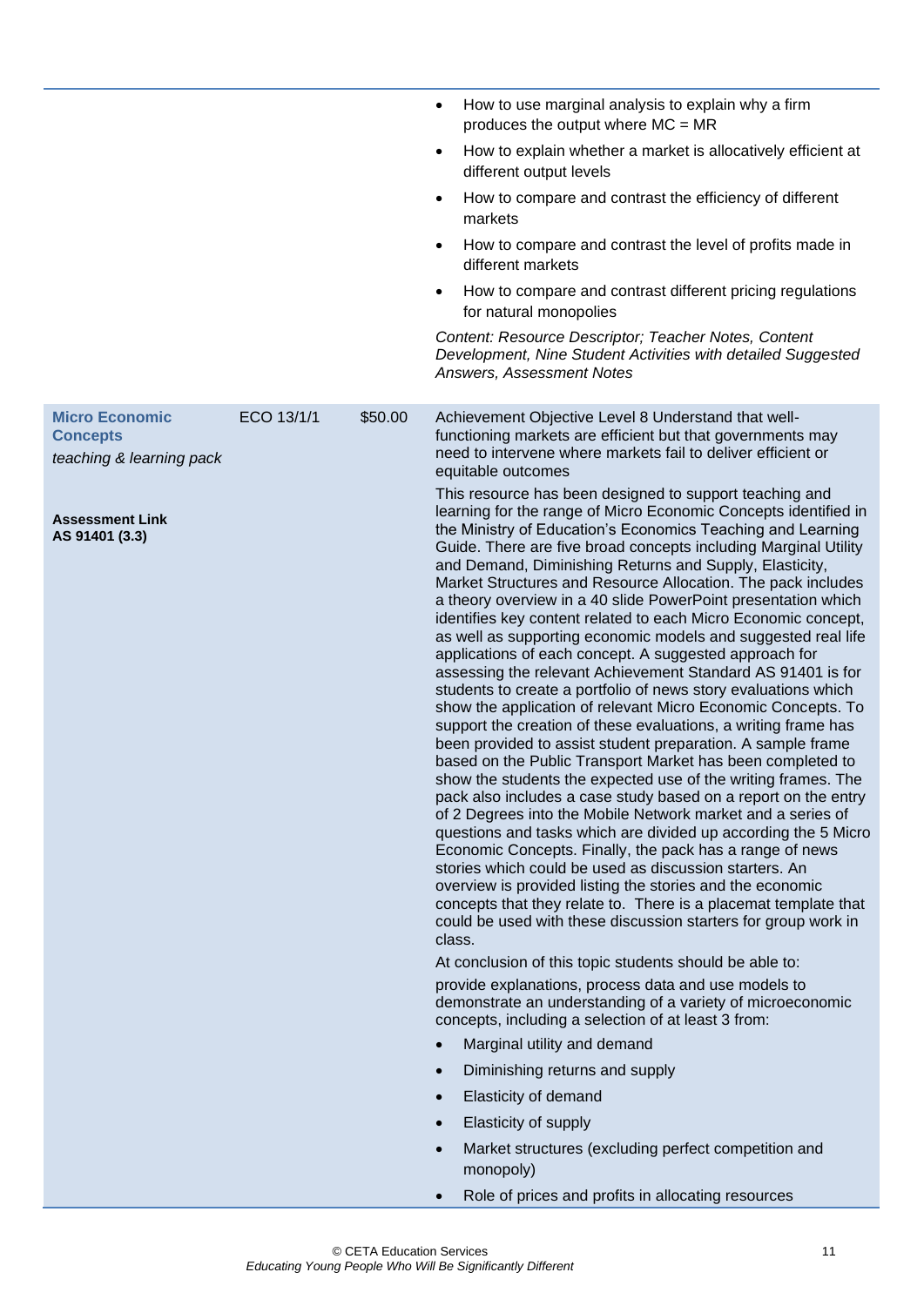| | | | |
|---|---|---|---|
| | | | • How to use marginal analysis to explain why a firm produces the output where MC = MR<br>• How to explain whether a market is allocatively efficient at different output levels<br>• How to compare and contrast the efficiency of different markets<br>• How to compare and contrast the level of profits made in different markets<br>• How to compare and contrast different pricing regulations for natural monopolies<br>*Content: Resource Descriptor; Teacher Notes, Content Development, Nine Student Activities with detailed Suggested Answers, Assessment Notes* |
| **Micro Economic Concepts**<br>*teaching & learning pack*<br><br>**Assessment Link AS 91401 (3.3)** | ECO 13/1/1 | $50.00 | Achievement Objective Level 8 Understand that well-functioning markets are efficient but that governments may need to intervene where markets fail to deliver efficient or equitable outcomes<br>This resource has been designed to support teaching and learning for the range of Micro Economic Concepts identified in the Ministry of Education's Economics Teaching and Learning Guide. There are five broad concepts including Marginal Utility and Demand, Diminishing Returns and Supply, Elasticity, Market Structures and Resource Allocation. The pack includes a theory overview in a 40 slide PowerPoint presentation which identifies key content related to each Micro Economic concept, as well as supporting economic models and suggested real life applications of each concept. A suggested approach for assessing the relevant Achievement Standard AS 91401 is for students to create a portfolio of news story evaluations which show the application of relevant Micro Economic Concepts. To support the creation of these evaluations, a writing frame has been provided to assist student preparation. A sample frame based on the Public Transport Market has been completed to show the students the expected use of the writing frames. The pack also includes a case study based on a report on the entry of 2 Degrees into the Mobile Network market and a series of questions and tasks which are divided up according the 5 Micro Economic Concepts. Finally, the pack has a range of news stories which could be used as discussion starters. An overview is provided listing the stories and the economic concepts that they relate to. There is a placemat template that could be used with these discussion starters for group work in class.<br>At conclusion of this topic students should be able to:<br>provide explanations, process data and use models to demonstrate an understanding of a variety of microeconomic concepts, including a selection of at least 3 from:<br>• Marginal utility and demand<br>• Diminishing returns and supply<br>• Elasticity of demand<br>• Elasticity of supply<br>• Market structures (excluding perfect competition and monopoly)<br>• Role of prices and profits in allocating resources |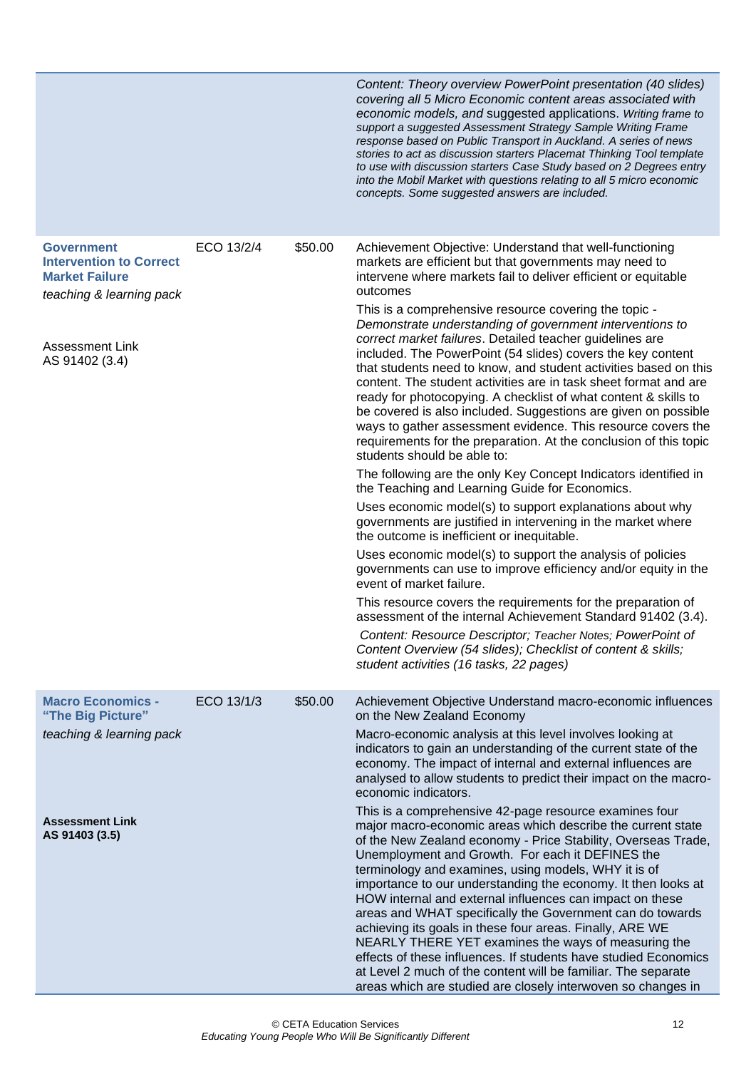| | | | |
|---|---|---|---|
| | | | *Content: Theory overview PowerPoint presentation (40 slides) covering all 5 Micro Economic content areas associated with economic models, and* suggested applications. *Writing frame to support a suggested Assessment Strategy Sample Writing Frame response based on Public Transport in Auckland. A series of news stories to act as discussion starters Placemat Thinking Tool template to use with discussion starters Case Study based on 2 Degrees entry into the Mobil Market with questions relating to all 5 micro economic concepts. Some suggested answers are included.* |
| **Government Intervention to Correct Market Failure** *teaching & learning pack* <br><br> Assessment Link AS 91402 (3.4) | ECO 13/2/4 | $50.00 | Achievement Objective: Understand that well-functioning markets are efficient but that governments may need to intervene where markets fail to deliver efficient or equitable outcomes <br><br> This is a comprehensive resource covering the topic - *Demonstrate understanding of government interventions to correct market failures*. Detailed teacher guidelines are included. The PowerPoint (54 slides) covers the key content that students need to know, and student activities based on this content. The student activities are in task sheet format and are ready for photocopying. A checklist of what content & skills to be covered is also included. Suggestions are given on possible ways to gather assessment evidence. This resource covers the requirements for the preparation. At the conclusion of this topic students should be able to: <br><br> The following are the only Key Concept Indicators identified in the Teaching and Learning Guide for Economics. <br><br> Uses economic model(s) to support explanations about why governments are justified in intervening in the market where the outcome is inefficient or inequitable. <br><br> Uses economic model(s) to support the analysis of policies governments can use to improve efficiency and/or equity in the event of market failure. <br><br> This resource covers the requirements for the preparation of assessment of the internal Achievement Standard 91402 (3.4). <br><br> *Content: Resource Descriptor; Teacher Notes; PowerPoint of Content Overview (54 slides); Checklist of content & skills; student activities (16 tasks, 22 pages)* |
| **Macro Economics - "The Big Picture"** *teaching & learning pack* <br><br> **Assessment Link AS 91403 (3.5)** | ECO 13/1/3 | $50.00 | Achievement Objective Understand macro-economic influences on the New Zealand Economy <br><br> Macro-economic analysis at this level involves looking at indicators to gain an understanding of the current state of the economy. The impact of internal and external influences are analysed to allow students to predict their impact on the macro-economic indicators. <br><br> This is a comprehensive 42-page resource examines four major macro-economic areas which describe the current state of the New Zealand economy - Price Stability, Overseas Trade, Unemployment and Growth. For each it DEFINES the terminology and examines, using models, WHY it is of importance to our understanding the economy. It then looks at HOW internal and external influences can impact on these areas and WHAT specifically the Government can do towards achieving its goals in these four areas. Finally, ARE WE NEARLY THERE YET examines the ways of measuring the effects of these influences. If students have studied Economics at Level 2 much of the content will be familiar. The separate areas which are studied are closely interwoven so changes in |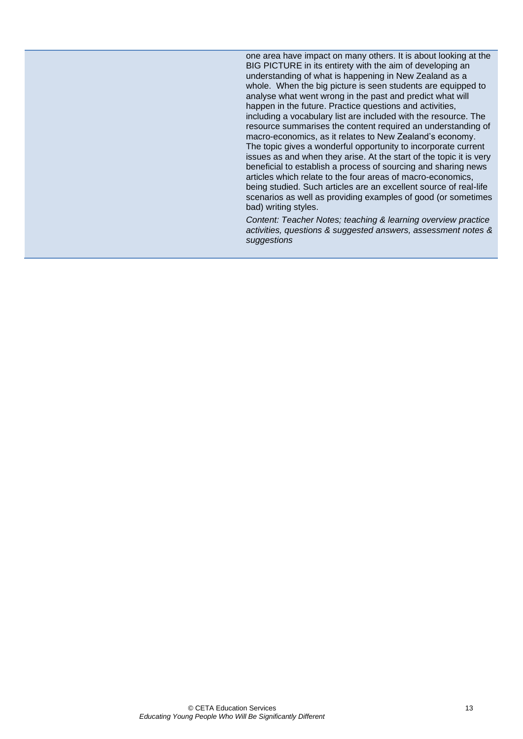one area have impact on many others. It is about looking at the BIG PICTURE in its entirety with the aim of developing an understanding of what is happening in New Zealand as a whole. When the big picture is seen students are equipped to analyse what went wrong in the past and predict what will happen in the future. Practice questions and activities, including a vocabulary list are included with the resource. The resource summarises the content required an understanding of macro-economics, as it relates to New Zealand's economy. The topic gives a wonderful opportunity to incorporate current issues as and when they arise. At the start of the topic it is very beneficial to establish a process of sourcing and sharing news articles which relate to the four areas of macro-economics, being studied. Such articles are an excellent source of real-life scenarios as well as providing examples of good (or sometimes bad) writing styles.

*Content: Teacher Notes; teaching & learning overview practice activities, questions & suggested answers, assessment notes & suggestions*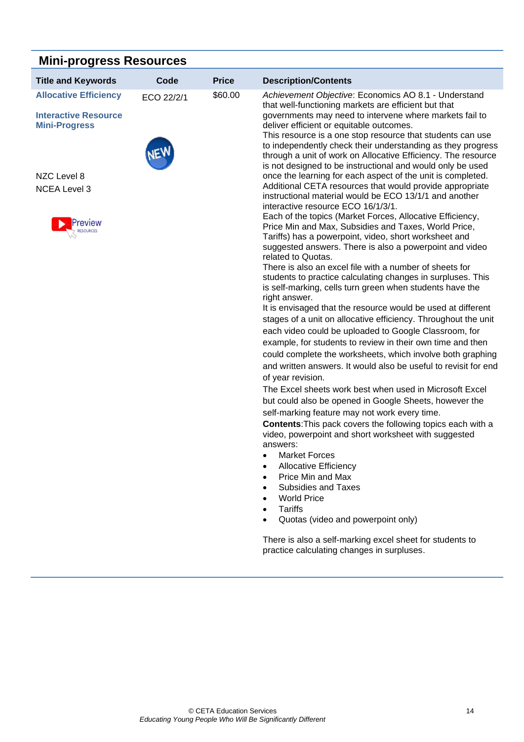## Mini-progress Resources

| Title and Keywords | Code | Price | Description/Contents |
|---|---|---|---|
| **Allocative Efficiency**<br><br>**Interactive Resource Mini-Progress**<br><br>NZC Level 8<br>NCEA Level 3 | ECO 22/2/1 | $60.00 | *Achievement Objective*: Economics AO 8.1 - Understand that well-functioning markets are efficient but that governments may need to intervene where markets fail to deliver efficient or equitable outcomes.<br>This resource is a one stop resource that students can use to independently check their understanding as they progress through a unit of work on Allocative Efficiency. The resource is not designed to be instructional and would only be used once the learning for each aspect of the unit is completed. Additional CETA resources that would provide appropriate instructional material would be ECO 13/1/1 and another interactive resource ECO 16/1/3/1.<br>Each of the topics (Market Forces, Allocative Efficiency, Price Min and Max, Subsidies and Taxes, World Price, Tariffs) has a powerpoint, video, short worksheet and suggested answers. There is also a powerpoint and video related to Quotas.<br>There is also an excel file with a number of sheets for students to practice calculating changes in surpluses. This is self-marking, cells turn green when students have the right answer.<br>It is envisaged that the resource would be used at different stages of a unit on allocative efficiency. Throughout the unit each video could be uploaded to Google Classroom, for example, for students to review in their own time and then could complete the worksheets, which involve both graphing and written answers. It would also be useful to revisit for end of year revision.<br>The Excel sheets work best when used in Microsoft Excel but could also be opened in Google Sheets, however the self-marking feature may not work every time.<br>**Contents**:This pack covers the following topics each with a video, powerpoint and short worksheet with suggested answers:<br>• Market Forces<br>• Allocative Efficiency<br>• Price Min and Max<br>• Subsidies and Taxes<br>• World Price<br>• Tariffs<br>• Quotas (video and powerpoint only)<br><br>There is also a self-marking excel sheet for students to practice calculating changes in surpluses. |

© CETA Education Services
*Educating Young People Who Will Be Significantly Different*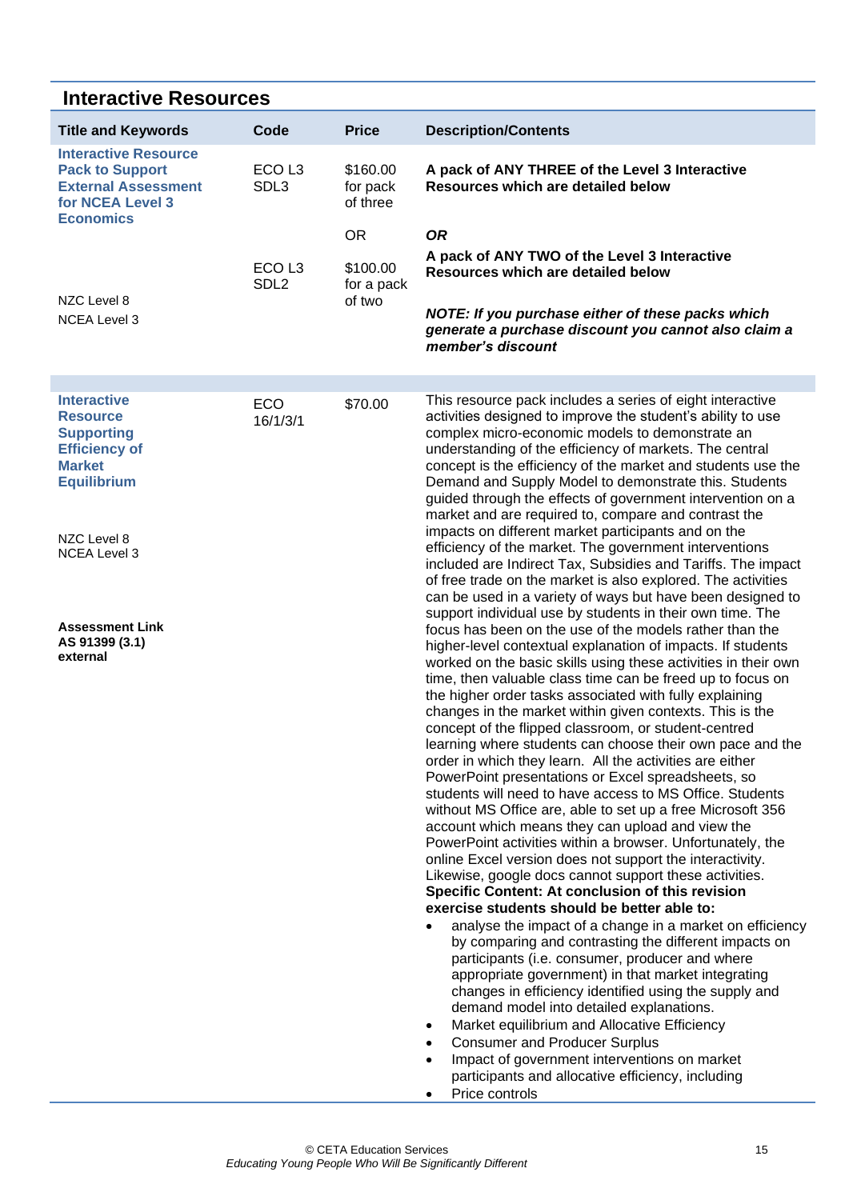## Interactive Resources

| Title and Keywords | Code | Price | Description/Contents |
|---|---|---|---|
| **Interactive Resource Pack to Support External Assessment for NCEA Level 3 Economics**<br><br>NZC Level 8<br>NCEA Level 3 | ECO L3 SDL3<br><br>ECO L3 SDL2 | $160.00 for pack of three<br><br>OR<br><br>$100.00 for a pack of two | **A pack of ANY THREE of the Level 3 Interactive Resources which are detailed below**<br><br>***OR***<br><br>**A pack of ANY TWO of the Level 3 Interactive Resources which are detailed below**<br><br>***NOTE: If you purchase either of these packs which generate a purchase discount you cannot also claim a member's discount*** |
| | | | |
| **Interactive Resource Supporting Efficiency of Market Equilibrium**<br><br>NZC Level 8<br>NCEA Level 3<br><br>**Assessment Link AS 91399 (3.1) external** | ECO 16/1/3/1 | $70.00 | This resource pack includes a series of eight interactive activities designed to improve the student's ability to use complex micro-economic models to demonstrate an understanding of the efficiency of markets. The central concept is the efficiency of the market and students use the Demand and Supply Model to demonstrate this. Students guided through the effects of government intervention on a market and are required to, compare and contrast the impacts on different market participants and on the efficiency of the market. The government interventions included are Indirect Tax, Subsidies and Tariffs. The impact of free trade on the market is also explored. The activities can be used in a variety of ways but have been designed to support individual use by students in their own time. The focus has been on the use of the models rather than the higher-level contextual explanation of impacts. If students worked on the basic skills using these activities in their own time, then valuable class time can be freed up to focus on the higher order tasks associated with fully explaining changes in the market within given contexts. This is the concept of the flipped classroom, or student-centred learning where students can choose their own pace and the order in which they learn. All the activities are either PowerPoint presentations or Excel spreadsheets, so students will need to have access to MS Office. Students without MS Office are, able to set up a free Microsoft 356 account which means they can upload and view the PowerPoint activities within a browser. Unfortunately, the online Excel version does not support the interactivity. Likewise, google docs cannot support these activities.<br>**Specific Content: At conclusion of this revision exercise students should be better able to:**<br>• analyse the impact of a change in a market on efficiency by comparing and contrasting the different impacts on participants (i.e. consumer, producer and where appropriate government) in that market integrating changes in efficiency identified using the supply and demand model into detailed explanations.<br>• Market equilibrium and Allocative Efficiency<br>• Consumer and Producer Surplus<br>• Impact of government interventions on market participants and allocative efficiency, including<br>• Price controls |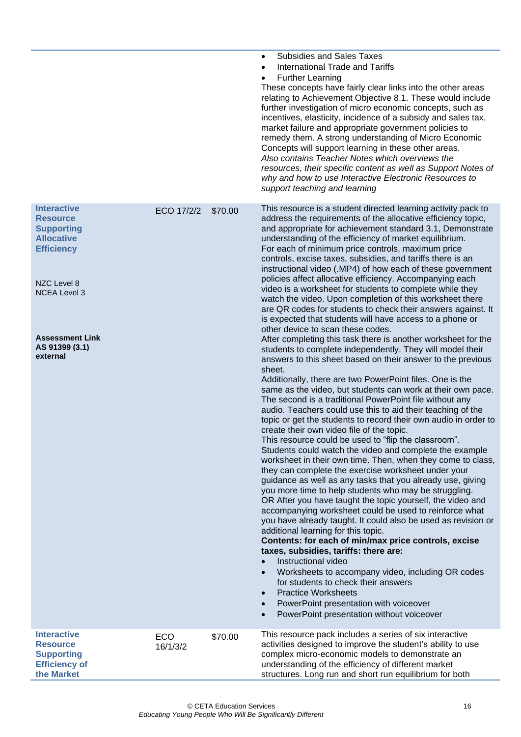| | | | |
|---|---|---|---|
| | | | • Subsidies and Sales Taxes<br>• International Trade and Tariffs<br>• Further Learning<br>These concepts have fairly clear links into the other areas relating to Achievement Objective 8.1. These would include further investigation of micro economic concepts, such as incentives, elasticity, incidence of a subsidy and sales tax, market failure and appropriate government policies to remedy them. A strong understanding of Micro Economic Concepts will support learning in these other areas.<br>*Also contains Teacher Notes which overviews the resources, their specific content as well as Support Notes of why and how to use Interactive Electronic Resources to support teaching and learning* |
| **Interactive Resource Supporting Allocative Efficiency**<br><br>NZC Level 8<br>NCEA Level 3<br><br>**Assessment Link AS 91399 (3.1) external** | ECO 17/2/2 | $70.00 | This resource is a student directed learning activity pack to address the requirements of the allocative efficiency topic, and appropriate for achievement standard 3.1, Demonstrate understanding of the efficiency of market equilibrium.<br>For each of minimum price controls, maximum price controls, excise taxes, subsidies, and tariffs there is an instructional video (.MP4) of how each of these government policies affect allocative efficiency. Accompanying each video is a worksheet for students to complete while they watch the video. Upon completion of this worksheet there are QR codes for students to check their answers against. It is expected that students will have access to a phone or other device to scan these codes.<br>After completing this task there is another worksheet for the students to complete independently. They will model their answers to this sheet based on their answer to the previous sheet.<br>Additionally, there are two PowerPoint files. One is the same as the video, but students can work at their own pace. The second is a traditional PowerPoint file without any audio. Teachers could use this to aid their teaching of the topic or get the students to record their own audio in order to create their own video file of the topic.<br>This resource could be used to "flip the classroom". Students could watch the video and complete the example worksheet in their own time. Then, when they come to class, they can complete the exercise worksheet under your guidance as well as any tasks that you already use, giving you more time to help students who may be struggling.<br>OR After you have taught the topic yourself, the video and accompanying worksheet could be used to reinforce what you have already taught. It could also be used as revision or additional learning for this topic.<br>**Contents: for each of min/max price controls, excise taxes, subsidies, tariffs: there are:**<br>• Instructional video<br>• Worksheets to accompany video, including OR codes for students to check their answers<br>• Practice Worksheets<br>• PowerPoint presentation with voiceover<br>• PowerPoint presentation without voiceover |
| **Interactive Resource Supporting Efficiency of the Market** | ECO 16/1/3/2 | $70.00 | This resource pack includes a series of six interactive activities designed to improve the student's ability to use complex micro-economic models to demonstrate an understanding of the efficiency of different market structures. Long run and short run equilibrium for both |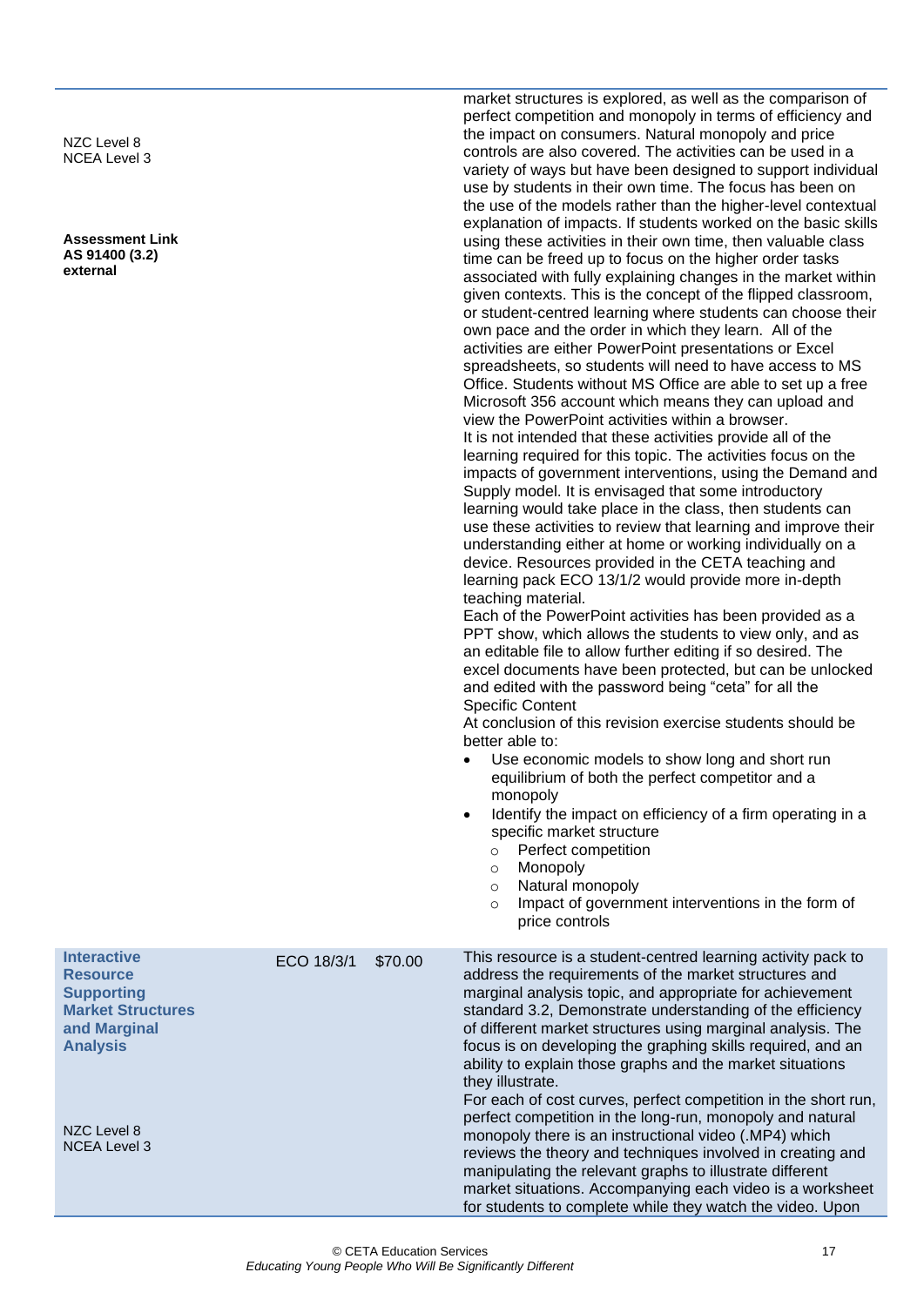| | | | |
|---|---|---|---|
| NZC Level 8<br>NCEA Level 3<br><br>**Assessment Link**<br>**AS 91400 (3.2)**<br>**external** | | | market structures is explored, as well as the comparison of perfect competition and monopoly in terms of efficiency and the impact on consumers. Natural monopoly and price controls are also covered. The activities can be used in a variety of ways but have been designed to support individual use by students in their own time. The focus has been on the use of the models rather than the higher-level contextual explanation of impacts. If students worked on the basic skills using these activities in their own time, then valuable class time can be freed up to focus on the higher order tasks associated with fully explaining changes in the market within given contexts. This is the concept of the flipped classroom, or student-centred learning where students can choose their own pace and the order in which they learn. All of the activities are either PowerPoint presentations or Excel spreadsheets, so students will need to have access to MS Office. Students without MS Office are able to set up a free Microsoft 356 account which means they can upload and view the PowerPoint activities within a browser.<br>It is not intended that these activities provide all of the learning required for this topic. The activities focus on the impacts of government interventions, using the Demand and Supply model. It is envisaged that some introductory learning would take place in the class, then students can use these activities to review that learning and improve their understanding either at home or working individually on a device. Resources provided in the CETA teaching and learning pack ECO 13/1/2 would provide more in-depth teaching material.<br>Each of the PowerPoint activities has been provided as a PPT show, which allows the students to view only, and as an editable file to allow further editing if so desired. The excel documents have been protected, but can be unlocked and edited with the password being "ceta" for all the Specific Content<br>At conclusion of this revision exercise students should be better able to:<br>• Use economic models to show long and short run equilibrium of both the perfect competitor and a monopoly<br>• Identify the impact on efficiency of a firm operating in a specific market structure<br>  ○ Perfect competition<br>  ○ Monopoly<br>  ○ Natural monopoly<br>  ○ Impact of government interventions in the form of price controls |
| **Interactive Resource Supporting Market Structures and Marginal Analysis**<br><br>NZC Level 8<br>NCEA Level 3 | ECO 18/3/1 | $70.00 | This resource is a student-centred learning activity pack to address the requirements of the market structures and marginal analysis topic, and appropriate for achievement standard 3.2, Demonstrate understanding of the efficiency of different market structures using marginal analysis. The focus is on developing the graphing skills required, and an ability to explain those graphs and the market situations they illustrate.<br>For each of cost curves, perfect competition in the short run, perfect competition in the long-run, monopoly and natural monopoly there is an instructional video (.MP4) which reviews the theory and techniques involved in creating and manipulating the relevant graphs to illustrate different market situations. Accompanying each video is a worksheet for students to complete while they watch the video. Upon |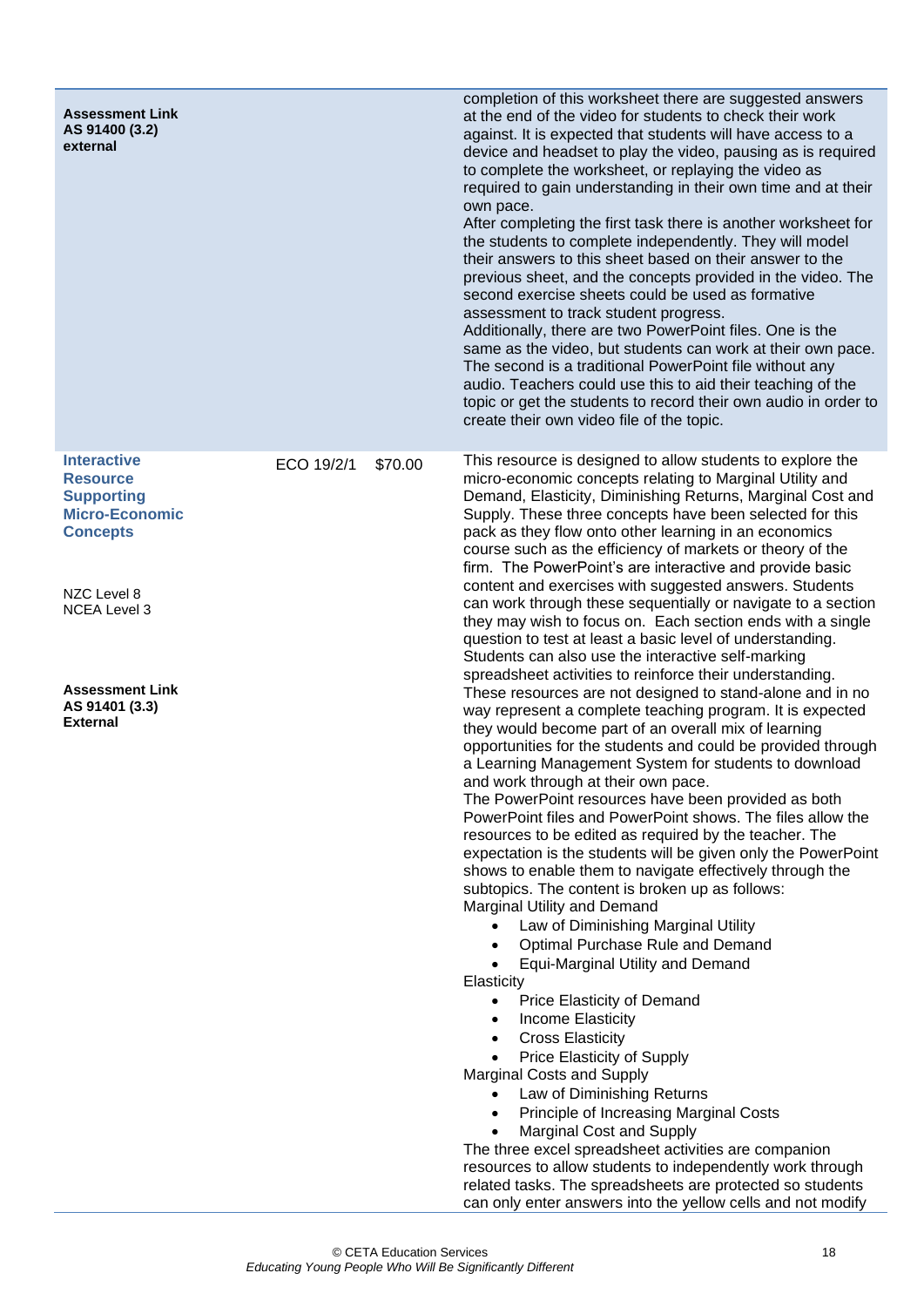| | | | |
|---|---|---|---|
| **Assessment Link**<br>**AS 91400 (3.2)**<br>**external** | | | completion of this worksheet there are suggested answers at the end of the video for students to check their work against. It is expected that students will have access to a device and headset to play the video, pausing as is required to complete the worksheet, or replaying the video as required to gain understanding in their own time and at their own pace.<br>After completing the first task there is another worksheet for the students to complete independently. They will model their answers to this sheet based on their answer to the previous sheet, and the concepts provided in the video. The second exercise sheets could be used as formative assessment to track student progress.<br>Additionally, there are two PowerPoint files. One is the same as the video, but students can work at their own pace. The second is a traditional PowerPoint file without any audio. Teachers could use this to aid their teaching of the topic or get the students to record their own audio in order to create their own video file of the topic. |
| **Interactive Resource Supporting Micro-Economic Concepts**<br><br>NZC Level 8<br>NCEA Level 3<br><br>**Assessment Link**<br>**AS 91401 (3.3)**<br>**External** | ECO 19/2/1 | $70.00 | This resource is designed to allow students to explore the micro-economic concepts relating to Marginal Utility and Demand, Elasticity, Diminishing Returns, Marginal Cost and Supply. These three concepts have been selected for this pack as they flow onto other learning in an economics course such as the efficiency of markets or theory of the firm. The PowerPoint's are interactive and provide basic content and exercises with suggested answers. Students can work through these sequentially or navigate to a section they may wish to focus on. Each section ends with a single question to test at least a basic level of understanding. Students can also use the interactive self-marking spreadsheet activities to reinforce their understanding.<br>These resources are not designed to stand-alone and in no way represent a complete teaching program. It is expected they would become part of an overall mix of learning opportunities for the students and could be provided through a Learning Management System for students to download and work through at their own pace.<br>The PowerPoint resources have been provided as both PowerPoint files and PowerPoint shows. The files allow the resources to be edited as required by the teacher. The expectation is the students will be given only the PowerPoint shows to enable them to navigate effectively through the subtopics. The content is broken up as follows:<br>Marginal Utility and Demand<br>• Law of Diminishing Marginal Utility<br>• Optimal Purchase Rule and Demand<br>• Equi-Marginal Utility and Demand<br>Elasticity<br>• Price Elasticity of Demand<br>• Income Elasticity<br>• Cross Elasticity<br>• Price Elasticity of Supply<br>Marginal Costs and Supply<br>• Law of Diminishing Returns<br>• Principle of Increasing Marginal Costs<br>• Marginal Cost and Supply<br>The three excel spreadsheet activities are companion resources to allow students to independently work through related tasks. The spreadsheets are protected so students can only enter answers into the yellow cells and not modify |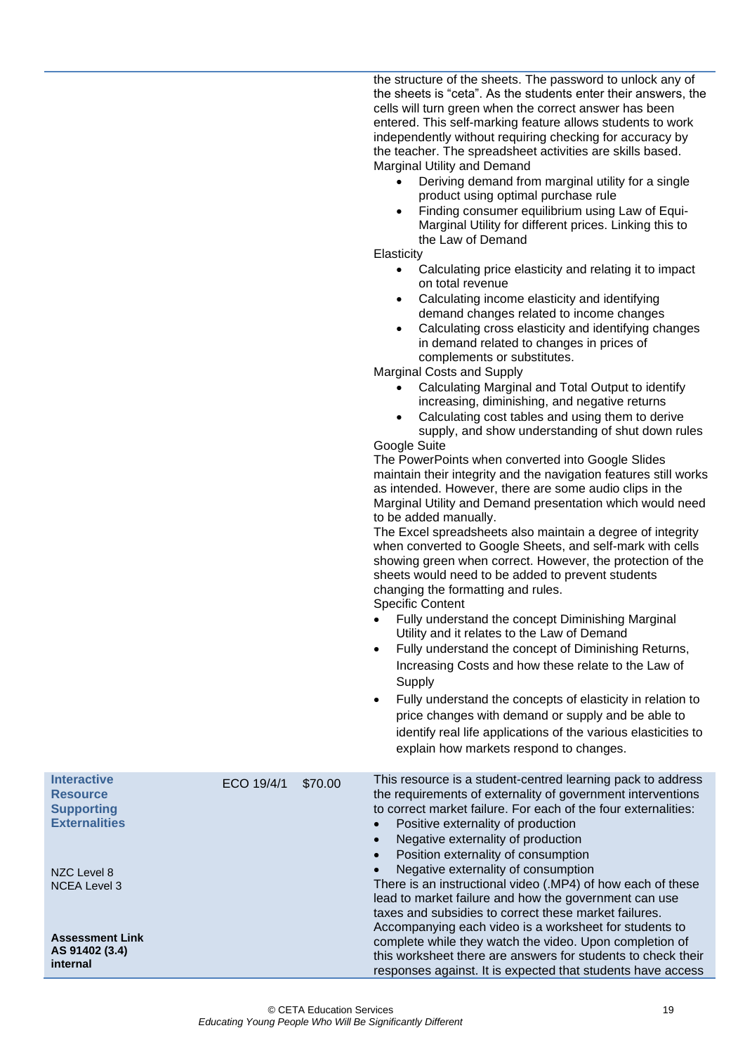| | | | |
|---|---|---|---|
| | | | the structure of the sheets. The password to unlock any of the sheets is "ceta". As the students enter their answers, the cells will turn green when the correct answer has been entered. This self-marking feature allows students to work independently without requiring checking for accuracy by the teacher. The spreadsheet activities are skills based.<br>Marginal Utility and Demand<br>• Deriving demand from marginal utility for a single product using optimal purchase rule<br>• Finding consumer equilibrium using Law of Equi-Marginal Utility for different prices. Linking this to the Law of Demand<br>Elasticity<br>• Calculating price elasticity and relating it to impact on total revenue<br>• Calculating income elasticity and identifying demand changes related to income changes<br>• Calculating cross elasticity and identifying changes in demand related to changes in prices of complements or substitutes.<br>Marginal Costs and Supply<br>• Calculating Marginal and Total Output to identify increasing, diminishing, and negative returns<br>• Calculating cost tables and using them to derive supply, and show understanding of shut down rules<br>Google Suite<br>The PowerPoints when converted into Google Slides maintain their integrity and the navigation features still works as intended. However, there are some audio clips in the Marginal Utility and Demand presentation which would need to be added manually.<br>The Excel spreadsheets also maintain a degree of integrity when converted to Google Sheets, and self-mark with cells showing green when correct. However, the protection of the sheets would need to be added to prevent students changing the formatting and rules.<br>Specific Content<br>• Fully understand the concept Diminishing Marginal Utility and it relates to the Law of Demand<br>• Fully understand the concept of Diminishing Returns, Increasing Costs and how these relate to the Law of Supply<br>• Fully understand the concepts of elasticity in relation to price changes with demand or supply and be able to identify real life applications of the various elasticities to explain how markets respond to changes. |
| **Interactive Resource Supporting Externalities**<br><br>NZC Level 8<br>NCEA Level 3<br><br>**Assessment Link AS 91402 (3.4) internal** | ECO 19/4/1 | $70.00 | This resource is a student-centred learning pack to address the requirements of externality of government interventions to correct market failure. For each of the four externalities:<br>• Positive externality of production<br>• Negative externality of production<br>• Position externality of consumption<br>• Negative externality of consumption<br>There is an instructional video (.MP4) of how each of these lead to market failure and how the government can use taxes and subsidies to correct these market failures. Accompanying each video is a worksheet for students to complete while they watch the video. Upon completion of this worksheet there are answers for students to check their responses against. It is expected that students have access |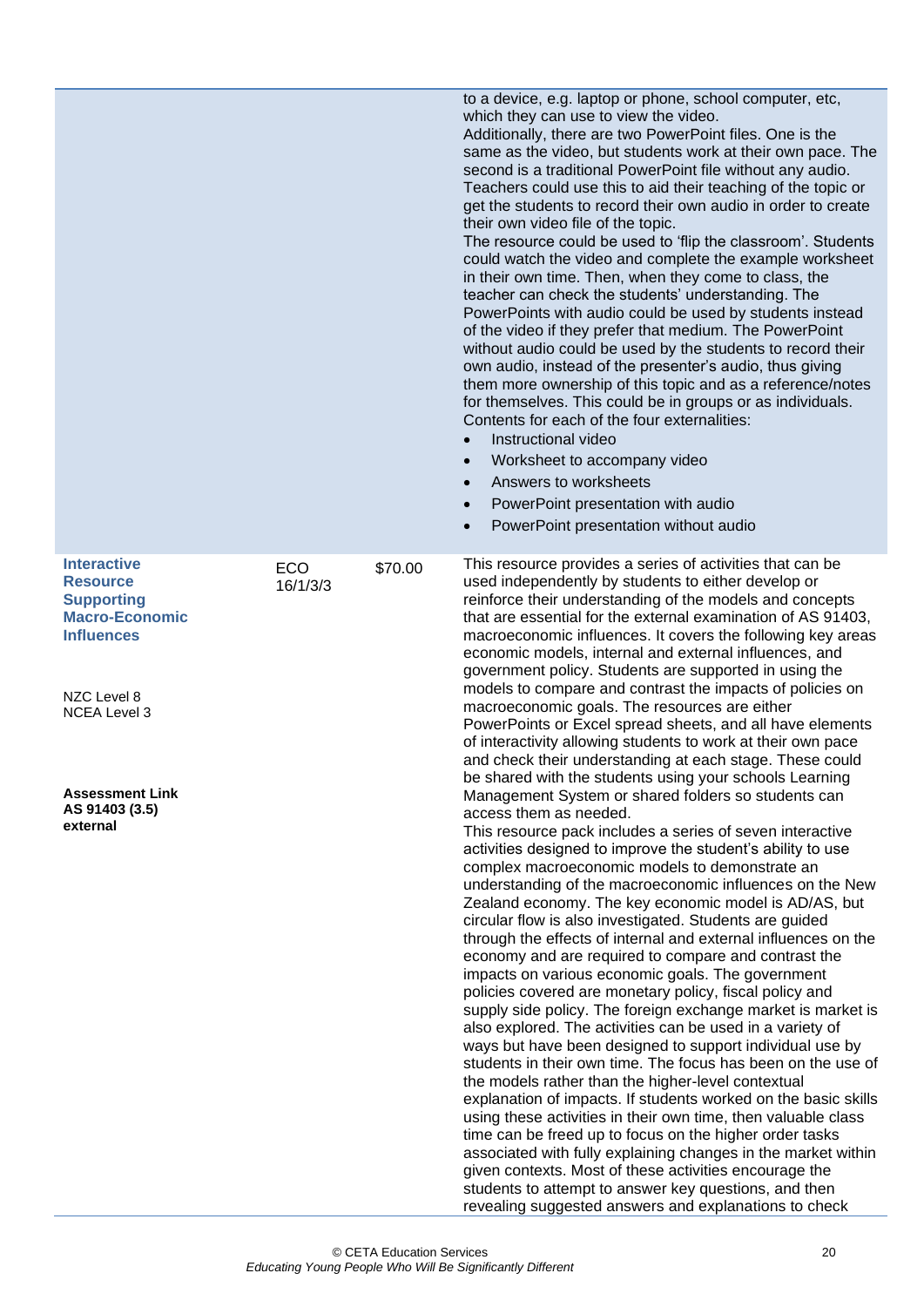| | | | |
|---|---|---|---|
| | | | to a device, e.g. laptop or phone, school computer, etc, which they can use to view the video.<br>Additionally, there are two PowerPoint files. One is the same as the video, but students work at their own pace. The second is a traditional PowerPoint file without any audio. Teachers could use this to aid their teaching of the topic or get the students to record their own audio in order to create their own video file of the topic.<br>The resource could be used to 'flip the classroom'. Students could watch the video and complete the example worksheet in their own time. Then, when they come to class, the teacher can check the students' understanding. The PowerPoints with audio could be used by students instead of the video if they prefer that medium. The PowerPoint without audio could be used by the students to record their own audio, instead of the presenter's audio, thus giving them more ownership of this topic and as a reference/notes for themselves. This could be in groups or as individuals.<br>Contents for each of the four externalities:<br>• Instructional video<br>• Worksheet to accompany video<br>• Answers to worksheets<br>• PowerPoint presentation with audio<br>• PowerPoint presentation without audio |
| **Interactive Resource Supporting Macro-Economic Influences**<br><br>NZC Level 8<br>NCEA Level 3<br><br>**Assessment Link AS 91403 (3.5) external** | ECO 16/1/3/3 | $70.00 | This resource provides a series of activities that can be used independently by students to either develop or reinforce their understanding of the models and concepts that are essential for the external examination of AS 91403, macroeconomic influences. It covers the following key areas economic models, internal and external influences, and government policy. Students are supported in using the models to compare and contrast the impacts of policies on macroeconomic goals. The resources are either PowerPoints or Excel spread sheets, and all have elements of interactivity allowing students to work at their own pace and check their understanding at each stage. These could be shared with the students using your schools Learning Management System or shared folders so students can access them as needed.<br>This resource pack includes a series of seven interactive activities designed to improve the student's ability to use complex macroeconomic models to demonstrate an understanding of the macroeconomic influences on the New Zealand economy. The key economic model is AD/AS, but circular flow is also investigated. Students are guided through the effects of internal and external influences on the economy and are required to compare and contrast the impacts on various economic goals. The government policies covered are monetary policy, fiscal policy and supply side policy. The foreign exchange market is market is also explored. The activities can be used in a variety of ways but have been designed to support individual use by students in their own time. The focus has been on the use of the models rather than the higher-level contextual explanation of impacts. If students worked on the basic skills using these activities in their own time, then valuable class time can be freed up to focus on the higher order tasks associated with fully explaining changes in the market within given contexts. Most of these activities encourage the students to attempt to answer key questions, and then revealing suggested answers and explanations to check |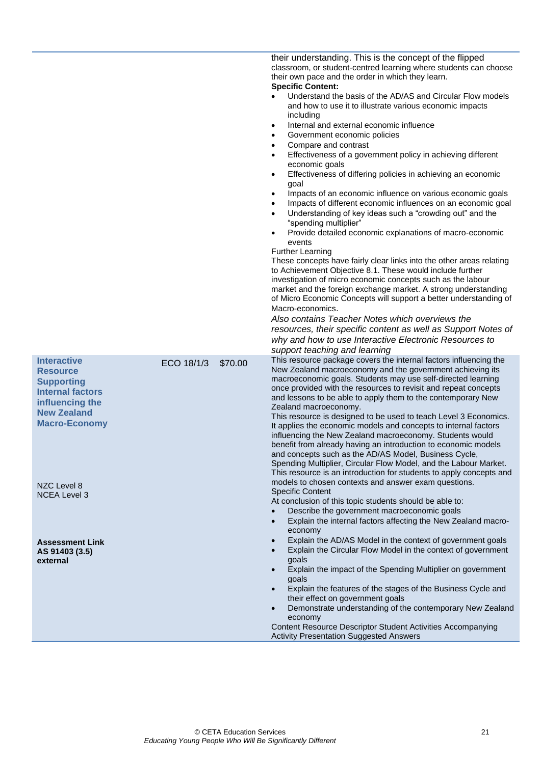| | | | |
|---|---|---|---|
| | | | their understanding. This is the concept of the flipped classroom, or student-centred learning where students can choose their own pace and the order in which they learn.<br>**Specific Content:**<br>• Understand the basis of the AD/AS and Circular Flow models and how to use it to illustrate various economic impacts including<br>• Internal and external economic influence<br>• Government economic policies<br>• Compare and contrast<br>• Effectiveness of a government policy in achieving different economic goals<br>• Effectiveness of differing policies in achieving an economic goal<br>• Impacts of an economic influence on various economic goals<br>• Impacts of different economic influences on an economic goal<br>• Understanding of key ideas such a "crowding out" and the "spending multiplier"<br>• Provide detailed economic explanations of macro-economic events<br>Further Learning<br>These concepts have fairly clear links into the other areas relating to Achievement Objective 8.1. These would include further investigation of micro economic concepts such as the labour market and the foreign exchange market. A strong understanding of Micro Economic Concepts will support a better understanding of Macro-economics.<br>*Also contains Teacher Notes which overviews the resources, their specific content as well as Support Notes of why and how to use Interactive Electronic Resources to support teaching and learning* |
| **Interactive Resource Supporting Internal factors influencing the New Zealand Macro-Economy**<br><br>NZC Level 8<br>NCEA Level 3<br><br>**Assessment Link AS 91403 (3.5) external** | ECO 18/1/3 | $70.00 | This resource package covers the internal factors influencing the New Zealand macroeconomy and the government achieving its macroeconomic goals. Students may use self-directed learning once provided with the resources to revisit and repeat concepts and lessons to be able to apply them to the contemporary New Zealand macroeconomy.<br>This resource is designed to be used to teach Level 3 Economics. It applies the economic models and concepts to internal factors influencing the New Zealand macroeconomy. Students would benefit from already having an introduction to economic models and concepts such as the AD/AS Model, Business Cycle, Spending Multiplier, Circular Flow Model, and the Labour Market. This resource is an introduction for students to apply concepts and models to chosen contexts and answer exam questions.<br>Specific Content<br>At conclusion of this topic students should be able to:<br>• Describe the government macroeconomic goals<br>• Explain the internal factors affecting the New Zealand macro-economy<br>• Explain the AD/AS Model in the context of government goals<br>• Explain the Circular Flow Model in the context of government goals<br>• Explain the impact of the Spending Multiplier on government goals<br>• Explain the features of the stages of the Business Cycle and their effect on government goals<br>• Demonstrate understanding of the contemporary New Zealand economy<br>Content Resource Descriptor Student Activities Accompanying Activity Presentation Suggested Answers |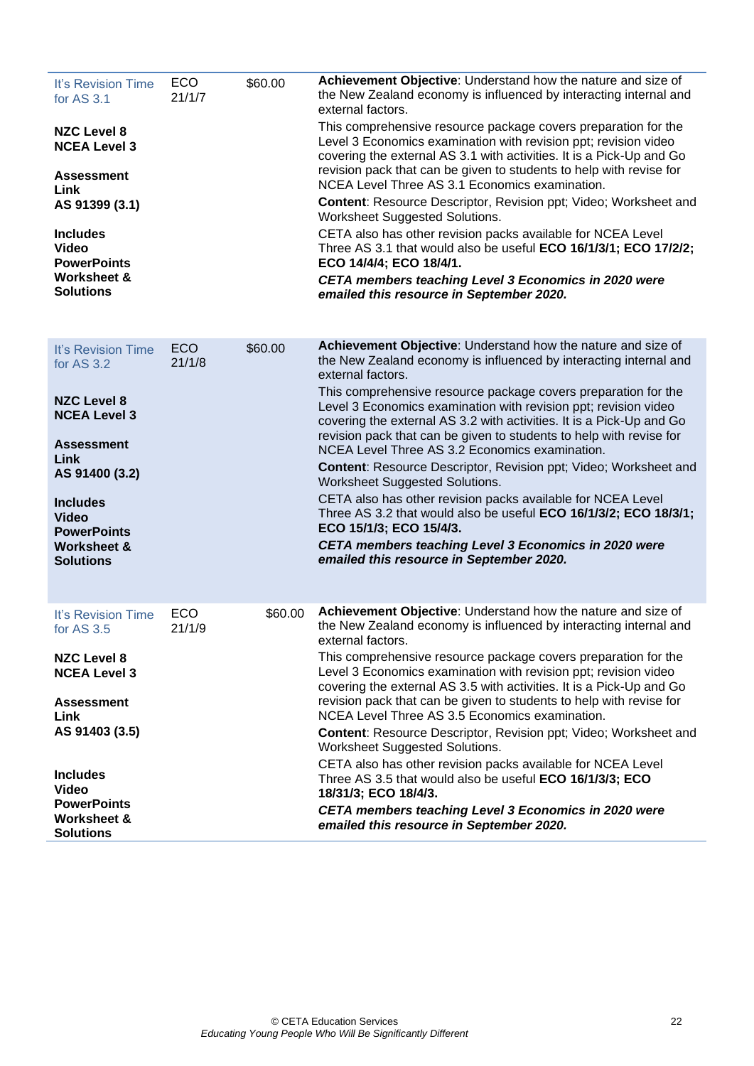| | | | |
|---|---|---|---|
| It's Revision Time for AS 3.1<br><br>**NZC Level 8**<br>**NCEA Level 3**<br><br>**Assessment Link**<br>**AS 91399 (3.1)**<br><br>**Includes**<br>**Video**<br>**PowerPoints**<br>**Worksheet & Solutions** | ECO 21/1/7 | $60.00 | **Achievement Objective**: Understand how the nature and size of the New Zealand economy is influenced by interacting internal and external factors.<br><br>This comprehensive resource package covers preparation for the Level 3 Economics examination with revision ppt; revision video covering the external AS 3.1 with activities. It is a Pick-Up and Go revision pack that can be given to students to help with revise for NCEA Level Three AS 3.1 Economics examination.<br><br>**Content**: Resource Descriptor, Revision ppt; Video; Worksheet and Worksheet Suggested Solutions.<br><br>CETA also has other revision packs available for NCEA Level Three AS 3.1 that would also be useful **ECO 16/1/3/1; ECO 17/2/2; ECO 14/4/4; ECO 18/4/1.**<br><br>***CETA members teaching Level 3 Economics in 2020 were emailed this resource in September 2020.*** |
| It's Revision Time for AS 3.2<br><br>**NZC Level 8**<br>**NCEA Level 3**<br><br>**Assessment Link**<br>**AS 91400 (3.2)**<br><br>**Includes**<br>**Video**<br>**PowerPoints**<br>**Worksheet & Solutions** | ECO 21/1/8 | $60.00 | **Achievement Objective**: Understand how the nature and size of the New Zealand economy is influenced by interacting internal and external factors.<br><br>This comprehensive resource package covers preparation for the Level 3 Economics examination with revision ppt; revision video covering the external AS 3.2 with activities. It is a Pick-Up and Go revision pack that can be given to students to help with revise for NCEA Level Three AS 3.2 Economics examination.<br><br>**Content**: Resource Descriptor, Revision ppt; Video; Worksheet and Worksheet Suggested Solutions.<br><br>CETA also has other revision packs available for NCEA Level Three AS 3.2 that would also be useful **ECO 16/1/3/2; ECO 18/3/1; ECO 15/1/3; ECO 15/4/3.**<br><br>***CETA members teaching Level 3 Economics in 2020 were emailed this resource in September 2020.*** |
| It's Revision Time for AS 3.5<br><br>**NZC Level 8**<br>**NCEA Level 3**<br><br>**Assessment Link**<br>**AS 91403 (3.5)**<br><br>**Includes**<br>**Video**<br>**PowerPoints**<br>**Worksheet & Solutions** | ECO 21/1/9 | $60.00 | **Achievement Objective**: Understand how the nature and size of the New Zealand economy is influenced by interacting internal and external factors.<br><br>This comprehensive resource package covers preparation for the Level 3 Economics examination with revision ppt; revision video covering the external AS 3.5 with activities. It is a Pick-Up and Go revision pack that can be given to students to help with revise for NCEA Level Three AS 3.5 Economics examination.<br><br>**Content**: Resource Descriptor, Revision ppt; Video; Worksheet and Worksheet Suggested Solutions.<br><br>CETA also has other revision packs available for NCEA Level Three AS 3.5 that would also be useful **ECO 16/1/3/3; ECO 18/31/3; ECO 18/4/3.**<br><br>***CETA members teaching Level 3 Economics in 2020 were emailed this resource in September 2020.*** |

© CETA Education Services
*Educating Young People Who Will Be Significantly Different*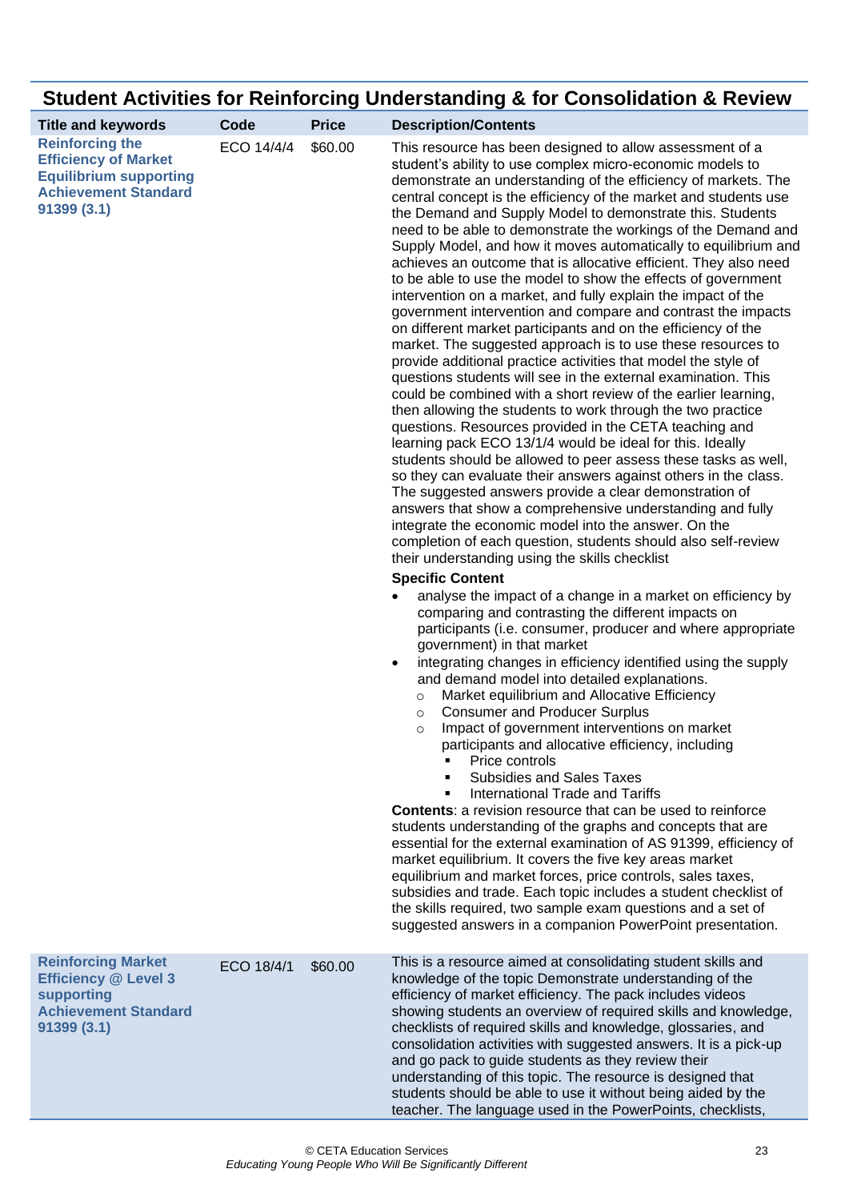## Student Activities for Reinforcing Understanding & for Consolidation & Review

| Title and keywords | Code | Price | Description/Contents |
|---|---|---|---|
| **Reinforcing the Efficiency of Market Equilibrium supporting Achievement Standard 91399 (3.1)** | ECO 14/4/4 | $60.00 | This resource has been designed to allow assessment of a student's ability to use complex micro-economic models to demonstrate an understanding of the efficiency of markets. The central concept is the efficiency of the market and students use the Demand and Supply Model to demonstrate this. Students need to be able to demonstrate the workings of the Demand and Supply Model, and how it moves automatically to equilibrium and achieves an outcome that is allocative efficient. They also need to be able to use the model to show the effects of government intervention on a market, and fully explain the impact of the government intervention and compare and contrast the impacts on different market participants and on the efficiency of the market. The suggested approach is to use these resources to provide additional practice activities that model the style of questions students will see in the external examination. This could be combined with a short review of the earlier learning, then allowing the students to work through the two practice questions. Resources provided in the CETA teaching and learning pack ECO 13/1/4 would be ideal for this. Ideally students should be allowed to peer assess these tasks as well, so they can evaluate their answers against others in the class. The suggested answers provide a clear demonstration of answers that show a comprehensive understanding and fully integrate the economic model into the answer. On the completion of each question, students should also self-review their understanding using the skills checklist<br><br>**Specific Content**<br>• analyse the impact of a change in a market on efficiency by comparing and contrasting the different impacts on participants (i.e. consumer, producer and where appropriate government) in that market<br>• integrating changes in efficiency identified using the supply and demand model into detailed explanations.<br>  ○ Market equilibrium and Allocative Efficiency<br>  ○ Consumer and Producer Surplus<br>  ○ Impact of government interventions on market participants and allocative efficiency, including<br>    ▪ Price controls<br>    ▪ Subsidies and Sales Taxes<br>    ▪ International Trade and Tariffs<br><br>**Contents**: a revision resource that can be used to reinforce students understanding of the graphs and concepts that are essential for the external examination of AS 91399, efficiency of market equilibrium. It covers the five key areas market equilibrium and market forces, price controls, sales taxes, subsidies and trade. Each topic includes a student checklist of the skills required, two sample exam questions and a set of suggested answers in a companion PowerPoint presentation. |
| **Reinforcing Market Efficiency @ Level 3 supporting Achievement Standard 91399 (3.1)** | ECO 18/4/1 | $60.00 | This is a resource aimed at consolidating student skills and knowledge of the topic Demonstrate understanding of the efficiency of market efficiency. The pack includes videos showing students an overview of required skills and knowledge, checklists of required skills and knowledge, glossaries, and consolidation activities with suggested answers. It is a pick-up and go pack to guide students as they review their understanding of this topic. The resource is designed that students should be able to use it without being aided by the teacher. The language used in the PowerPoints, checklists, |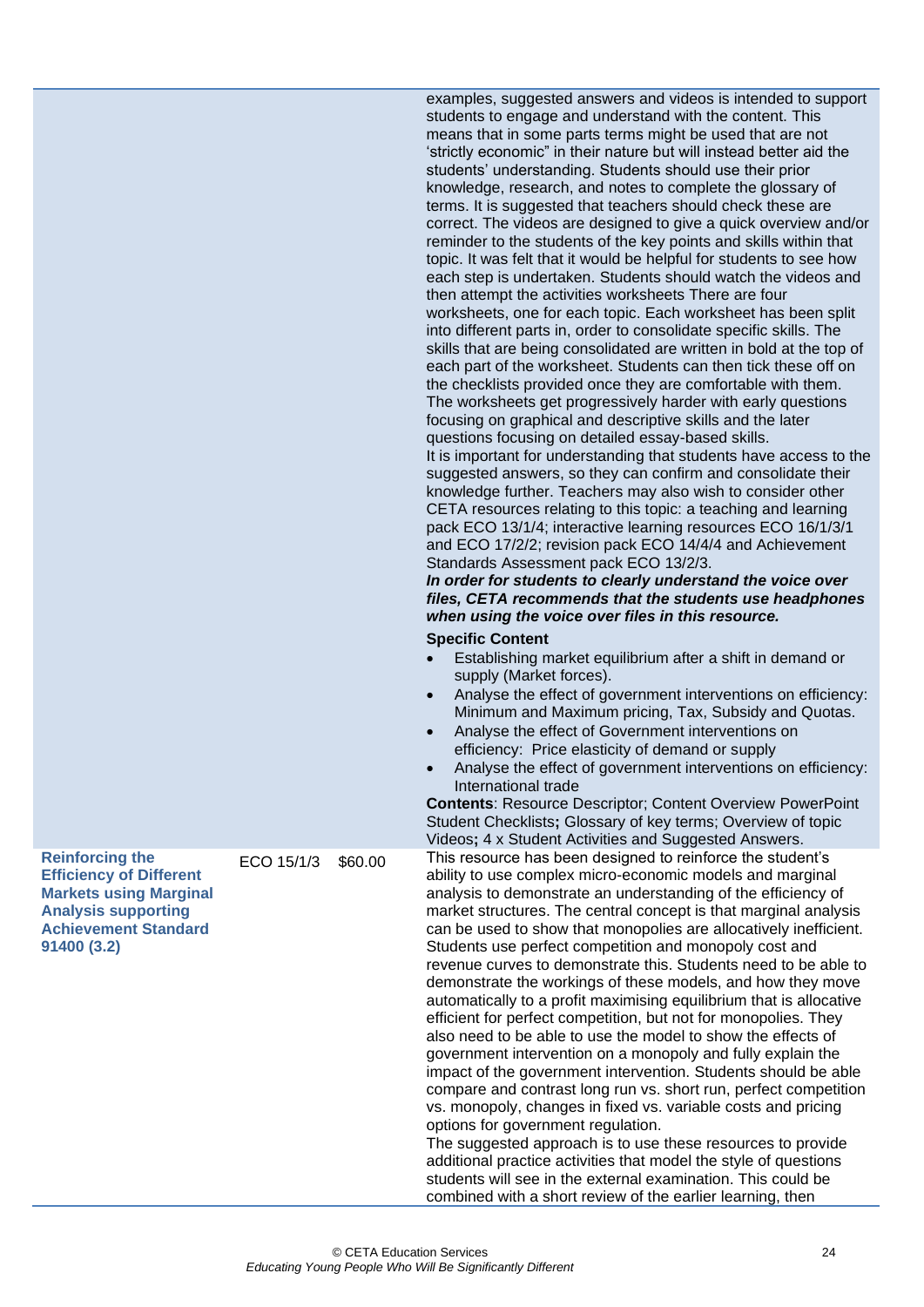| | | | |
|---|---|---|---|
| | | | examples, suggested answers and videos is intended to support students to engage and understand with the content. This means that in some parts terms might be used that are not 'strictly economic" in their nature but will instead better aid the students' understanding. Students should use their prior knowledge, research, and notes to complete the glossary of terms. It is suggested that teachers should check these are correct. The videos are designed to give a quick overview and/or reminder to the students of the key points and skills within that topic. It was felt that it would be helpful for students to see how each step is undertaken. Students should watch the videos and then attempt the activities worksheets There are four worksheets, one for each topic. Each worksheet has been split into different parts in, order to consolidate specific skills. The skills that are being consolidated are written in bold at the top of each part of the worksheet. Students can then tick these off on the checklists provided once they are comfortable with them. The worksheets get progressively harder with early questions focusing on graphical and descriptive skills and the later questions focusing on detailed essay-based skills.<br>It is important for understanding that students have access to the suggested answers, so they can confirm and consolidate their knowledge further. Teachers may also wish to consider other CETA resources relating to this topic: a teaching and learning pack ECO 13/1/4; interactive learning resources ECO 16/1/3/1 and ECO 17/2/2; revision pack ECO 14/4/4 and Achievement Standards Assessment pack ECO 13/2/3.<br>***In order for students to clearly understand the voice over files, CETA recommends that the students use headphones when using the voice over files in this resource.***<br>**Specific Content**<br>• Establishing market equilibrium after a shift in demand or supply (Market forces).<br>• Analyse the effect of government interventions on efficiency: Minimum and Maximum pricing, Tax, Subsidy and Quotas.<br>• Analyse the effect of Government interventions on efficiency: Price elasticity of demand or supply<br>• Analyse the effect of government interventions on efficiency: International trade<br>**Contents**: Resource Descriptor; Content Overview PowerPoint Student Checklists**;** Glossary of key terms; Overview of topic Videos**;** 4 x Student Activities and Suggested Answers. |
| **Reinforcing the Efficiency of Different Markets using Marginal Analysis supporting Achievement Standard 91400 (3.2)** | ECO 15/1/3 | $60.00 | This resource has been designed to reinforce the student's ability to use complex micro-economic models and marginal analysis to demonstrate an understanding of the efficiency of market structures. The central concept is that marginal analysis can be used to show that monopolies are allocatively inefficient. Students use perfect competition and monopoly cost and revenue curves to demonstrate this. Students need to be able to demonstrate the workings of these models, and how they move automatically to a profit maximising equilibrium that is allocative efficient for perfect competition, but not for monopolies. They also need to be able to use the model to show the effects of government intervention on a monopoly and fully explain the impact of the government intervention. Students should be able compare and contrast long run vs. short run, perfect competition vs. monopoly, changes in fixed vs. variable costs and pricing options for government regulation.<br>The suggested approach is to use these resources to provide additional practice activities that model the style of questions students will see in the external examination. This could be combined with a short review of the earlier learning, then |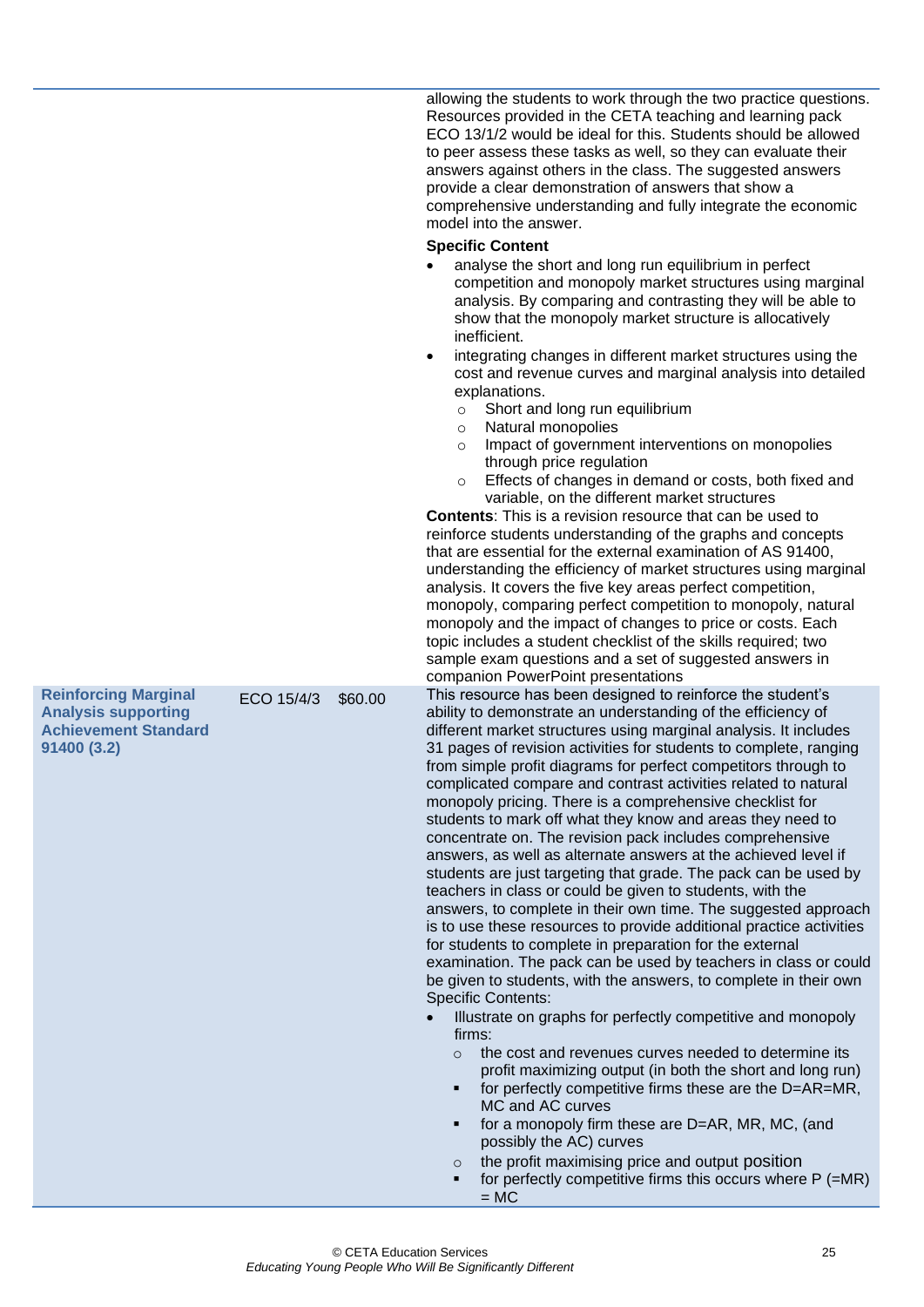| | | | |
|---|---|---|---|
| | | | allowing the students to work through the two practice questions. Resources provided in the CETA teaching and learning pack ECO 13/1/2 would be ideal for this. Students should be allowed to peer assess these tasks as well, so they can evaluate their answers against others in the class. The suggested answers provide a clear demonstration of answers that show a comprehensive understanding and fully integrate the economic model into the answer.<br><br>**Specific Content**<br>• analyse the short and long run equilibrium in perfect competition and monopoly market structures using marginal analysis. By comparing and contrasting they will be able to show that the monopoly market structure is allocatively inefficient.<br>• integrating changes in different market structures using the cost and revenue curves and marginal analysis into detailed explanations.<br>  ○ Short and long run equilibrium<br>  ○ Natural monopolies<br>  ○ Impact of government interventions on monopolies through price regulation<br>  ○ Effects of changes in demand or costs, both fixed and variable, on the different market structures<br><br>**Contents**: This is a revision resource that can be used to reinforce students understanding of the graphs and concepts that are essential for the external examination of AS 91400, understanding the efficiency of market structures using marginal analysis. It covers the five key areas perfect competition, monopoly, comparing perfect competition to monopoly, natural monopoly and the impact of changes to price or costs. Each topic includes a student checklist of the skills required; two sample exam questions and a set of suggested answers in companion PowerPoint presentations |
| **Reinforcing Marginal Analysis supporting Achievement Standard 91400 (3.2)** | ECO 15/4/3 | $60.00 | This resource has been designed to reinforce the student's ability to demonstrate an understanding of the efficiency of different market structures using marginal analysis. It includes 31 pages of revision activities for students to complete, ranging from simple profit diagrams for perfect competitors through to complicated compare and contrast activities related to natural monopoly pricing. There is a comprehensive checklist for students to mark off what they know and areas they need to concentrate on. The revision pack includes comprehensive answers, as well as alternate answers at the achieved level if students are just targeting that grade. The pack can be used by teachers in class or could be given to students, with the answers, to complete in their own time. The suggested approach is to use these resources to provide additional practice activities for students to complete in preparation for the external examination. The pack can be used by teachers in class or could be given to students, with the answers, to complete in their own Specific Contents:<br>• Illustrate on graphs for perfectly competitive and monopoly firms:<br>  ○ the cost and revenues curves needed to determine its profit maximizing output (in both the short and long run)<br>    ▪ for perfectly competitive firms these are the D=AR=MR, MC and AC curves<br>    ▪ for a monopoly firm these are D=AR, MR, MC, (and possibly the AC) curves<br>  ○ the profit maximising price and output position<br>    ▪ for perfectly competitive firms this occurs where P (=MR) = MC |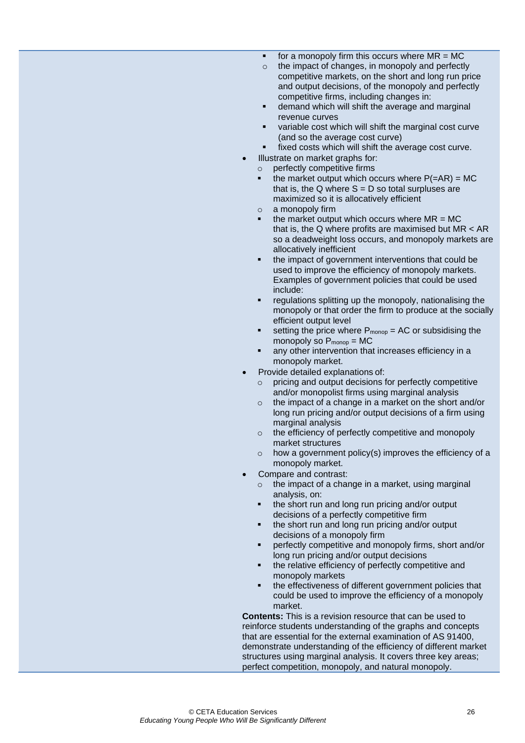- for a monopoly firm this occurs where MR = MC
  - the impact of changes, in monopoly and perfectly competitive markets, on the short and long run price and output decisions, of the monopoly and perfectly competitive firms, including changes in:
    - demand which will shift the average and marginal revenue curves
    - variable cost which will shift the marginal cost curve (and so the average cost curve)
    - fixed costs which will shift the average cost curve.
- Illustrate on market graphs for:
  - perfectly competitive firms
    - the market output which occurs where P(=AR) = MC that is, the Q where S = D so total surpluses are maximized so it is allocatively efficient
  - a monopoly firm
    - the market output which occurs where MR = MC that is, the Q where profits are maximised but MR < AR so a deadweight loss occurs, and monopoly markets are allocatively inefficient
    - the impact of government interventions that could be used to improve the efficiency of monopoly markets. Examples of government policies that could be used include:
    - regulations splitting up the monopoly, nationalising the monopoly or that order the firm to produce at the socially efficient output level
    - setting the price where $P_{monop}$ = AC or subsidising the monopoly so $P_{monop}$ = MC
    - any other intervention that increases efficiency in a monopoly market.
- Provide detailed explanations of:
  - pricing and output decisions for perfectly competitive and/or monopolist firms using marginal analysis
  - the impact of a change in a market on the short and/or long run pricing and/or output decisions of a firm using marginal analysis
  - the efficiency of perfectly competitive and monopoly market structures
  - how a government policy(s) improves the efficiency of a monopoly market.
- Compare and contrast:
  - the impact of a change in a market, using marginal analysis, on:
    - the short run and long run pricing and/or output decisions of a perfectly competitive firm
    - the short run and long run pricing and/or output decisions of a monopoly firm
    - perfectly competitive and monopoly firms, short and/or long run pricing and/or output decisions
    - the relative efficiency of perfectly competitive and monopoly markets
    - the effectiveness of different government policies that could be used to improve the efficiency of a monopoly market.

**Contents:** This is a revision resource that can be used to reinforce students understanding of the graphs and concepts that are essential for the external examination of AS 91400, demonstrate understanding of the efficiency of different market structures using marginal analysis. It covers three key areas; perfect competition, monopoly, and natural monopoly.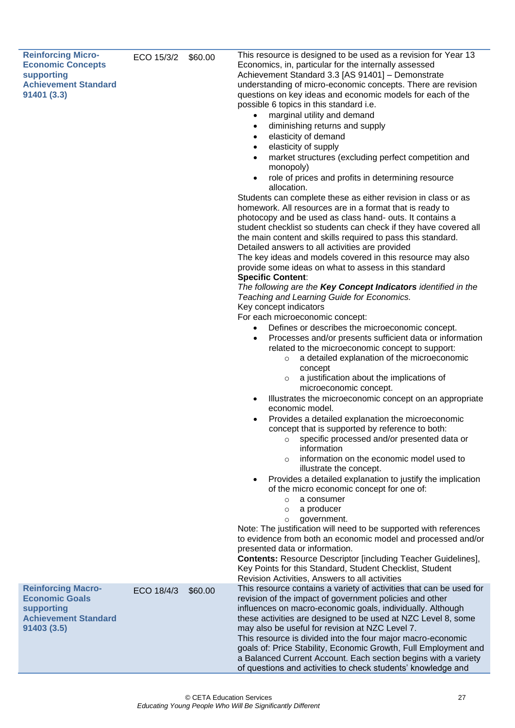| Title | Code | Price | Description |
|---|---|---|---|
| **Reinforcing Micro-Economic Concepts supporting Achievement Standard 91401 (3.3)** | ECO 15/3/2 | $60.00 | This resource is designed to be used as a revision for Year 13 Economics, in, particular for the internally assessed Achievement Standard 3.3 [AS 91401] – Demonstrate understanding of micro-economic concepts. There are revision questions on key ideas and economic models for each of the possible 6 topics in this standard i.e.<br>• marginal utility and demand<br>• diminishing returns and supply<br>• elasticity of demand<br>• elasticity of supply<br>• market structures (excluding perfect competition and monopoly)<br>• role of prices and profits in determining resource allocation.<br>Students can complete these as either revision in class or as homework. All resources are in a format that is ready to photocopy and be used as class hand- outs. It contains a student checklist so students can check if they have covered all the main content and skills required to pass this standard. Detailed answers to all activities are provided<br>The key ideas and models covered in this resource may also provide some ideas on what to assess in this standard<br>**Specific Content**:<br>*The following are the **Key Concept Indicators** identified in the Teaching and Learning Guide for Economics.*<br>Key concept indicators<br>For each microeconomic concept:<br>• Defines or describes the microeconomic concept.<br>• Processes and/or presents sufficient data or information related to the microeconomic concept to support:<br>  ○ a detailed explanation of the microeconomic concept<br>  ○ a justification about the implications of microeconomic concept.<br>• Illustrates the microeconomic concept on an appropriate economic model.<br>• Provides a detailed explanation the microeconomic concept that is supported by reference to both:<br>  ○ specific processed and/or presented data or information<br>  ○ information on the economic model used to illustrate the concept.<br>• Provides a detailed explanation to justify the implication of the micro economic concept for one of:<br>  ○ a consumer<br>  ○ a producer<br>  ○ government.<br>Note: The justification will need to be supported with references to evidence from both an economic model and processed and/or presented data or information.<br>**Contents:** Resource Descriptor [including Teacher Guidelines], Key Points for this Standard, Student Checklist, Student Revision Activities, Answers to all activities |
| **Reinforcing Macro-Economic Goals supporting Achievement Standard 91403 (3.5)** | ECO 18/4/3 | $60.00 | This resource contains a variety of activities that can be used for revision of the impact of government policies and other influences on macro-economic goals, individually. Although these activities are designed to be used at NZC Level 8, some may also be useful for revision at NZC Level 7.<br>This resource is divided into the four major macro-economic goals of: Price Stability, Economic Growth, Full Employment and a Balanced Current Account. Each section begins with a variety of questions and activities to check students' knowledge and |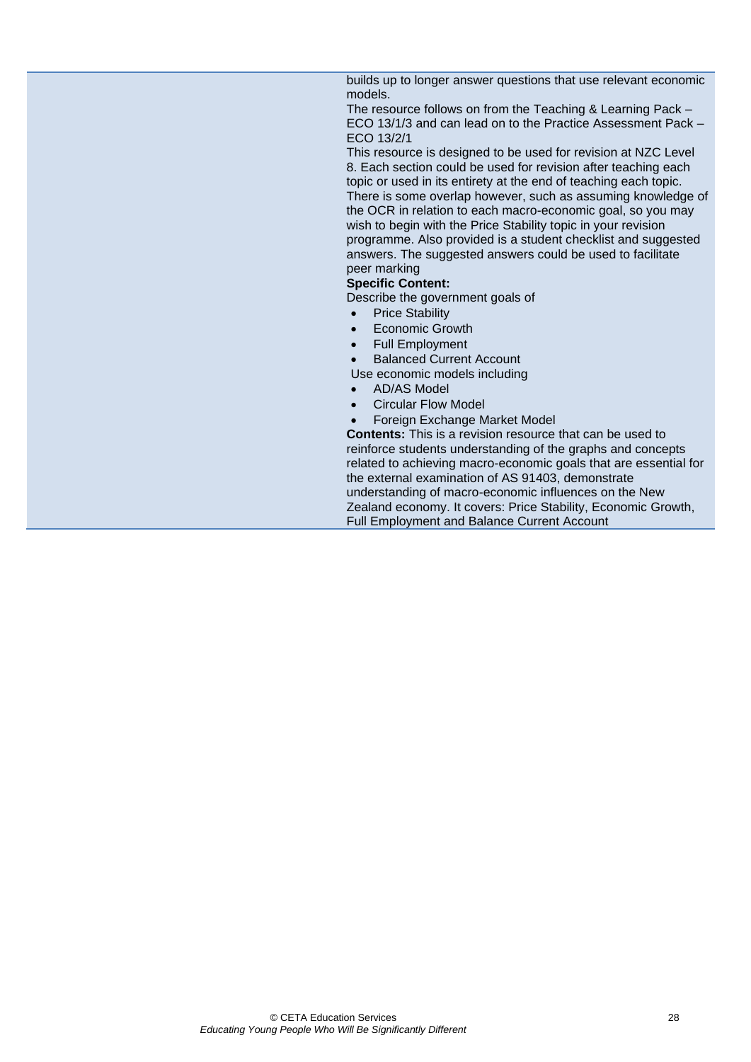builds up to longer answer questions that use relevant economic models.

The resource follows on from the Teaching & Learning Pack – ECO 13/1/3 and can lead on to the Practice Assessment Pack – ECO 13/2/1

This resource is designed to be used for revision at NZC Level 8. Each section could be used for revision after teaching each topic or used in its entirety at the end of teaching each topic. There is some overlap however, such as assuming knowledge of the OCR in relation to each macro-economic goal, so you may wish to begin with the Price Stability topic in your revision programme. Also provided is a student checklist and suggested answers. The suggested answers could be used to facilitate peer marking

**Specific Content:**

Describe the government goals of

- Price Stability
- Economic Growth
- Full Employment
- Balanced Current Account

Use economic models including

- AD/AS Model
- Circular Flow Model
- Foreign Exchange Market Model

**Contents:** This is a revision resource that can be used to reinforce students understanding of the graphs and concepts related to achieving macro-economic goals that are essential for the external examination of AS 91403, demonstrate understanding of macro-economic influences on the New Zealand economy. It covers: Price Stability, Economic Growth, Full Employment and Balance Current Account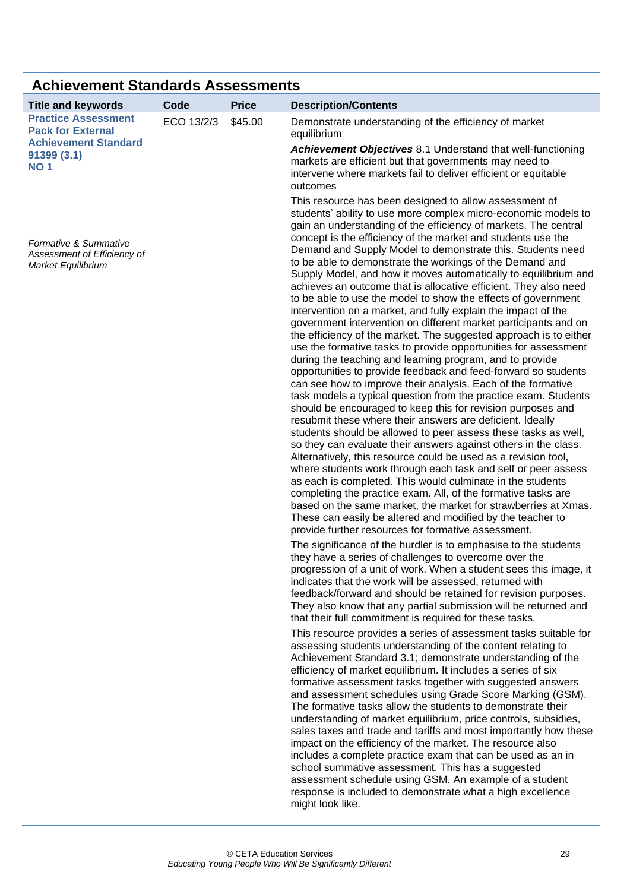## Achievement Standards Assessments

| Title and keywords | Code | Price | Description/Contents |
| --- | --- | --- | --- |
| **Practice Assessment Pack for External Achievement Standard 91399 (3.1) NO 1**<br><br>*Formative & Summative Assessment of Efficiency of Market Equilibrium* | ECO 13/2/3 | $45.00 | Demonstrate understanding of the efficiency of market equilibrium<br><br>***Achievement Objectives*** 8.1 Understand that well-functioning markets are efficient but that governments may need to intervene where markets fail to deliver efficient or equitable outcomes<br><br>This resource has been designed to allow assessment of students' ability to use more complex micro-economic models to gain an understanding of the efficiency of markets. The central concept is the efficiency of the market and students use the Demand and Supply Model to demonstrate this. Students need to be able to demonstrate the workings of the Demand and Supply Model, and how it moves automatically to equilibrium and achieves an outcome that is allocative efficient. They also need to be able to use the model to show the effects of government intervention on a market, and fully explain the impact of the government intervention on different market participants and on the efficiency of the market. The suggested approach is to either use the formative tasks to provide opportunities for assessment during the teaching and learning program, and to provide opportunities to provide feedback and feed-forward so students can see how to improve their analysis. Each of the formative task models a typical question from the practice exam. Students should be encouraged to keep this for revision purposes and resubmit these where their answers are deficient. Ideally students should be allowed to peer assess these tasks as well, so they can evaluate their answers against others in the class. Alternatively, this resource could be used as a revision tool, where students work through each task and self or peer assess as each is completed. This would culminate in the students completing the practice exam. All, of the formative tasks are based on the same market, the market for strawberries at Xmas. These can easily be altered and modified by the teacher to provide further resources for formative assessment.<br><br>The significance of the hurdler is to emphasise to the students they have a series of challenges to overcome over the progression of a unit of work. When a student sees this image, it indicates that the work will be assessed, returned with feedback/forward and should be retained for revision purposes. They also know that any partial submission will be returned and that their full commitment is required for these tasks.<br><br>This resource provides a series of assessment tasks suitable for assessing students understanding of the content relating to Achievement Standard 3.1; demonstrate understanding of the efficiency of market equilibrium. It includes a series of six formative assessment tasks together with suggested answers and assessment schedules using Grade Score Marking (GSM). The formative tasks allow the students to demonstrate their understanding of market equilibrium, price controls, subsidies, sales taxes and trade and tariffs and most importantly how these impact on the efficiency of the market. The resource also includes a complete practice exam that can be used as an in school summative assessment. This has a suggested assessment schedule using GSM. An example of a student response is included to demonstrate what a high excellence might look like. |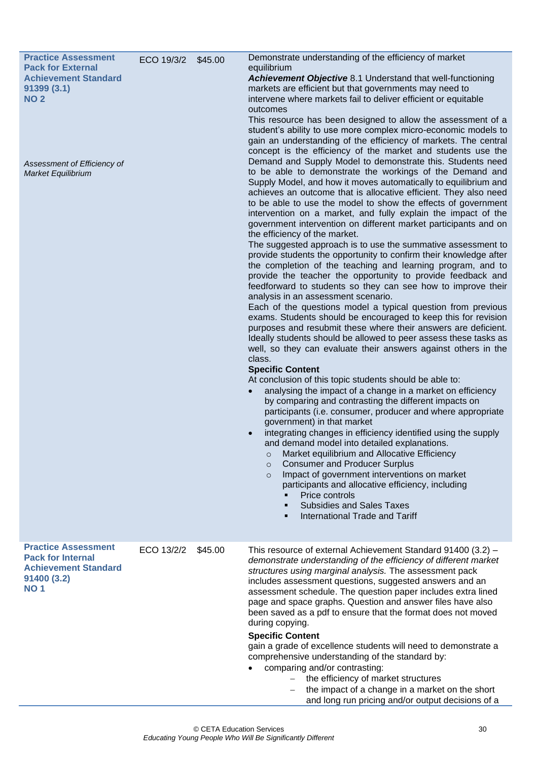| | | | |
|---|---|---|---|
| **Practice Assessment Pack for External Achievement Standard 91399 (3.1) NO 2**<br><br>*Assessment of Efficiency of Market Equilibrium* | ECO 19/3/2 | $45.00 | Demonstrate understanding of the efficiency of market equilibrium<br>***Achievement Objective*** 8.1 Understand that well-functioning markets are efficient but that governments may need to intervene where markets fail to deliver efficient or equitable outcomes<br>This resource has been designed to allow the assessment of a student's ability to use more complex micro-economic models to gain an understanding of the efficiency of markets. The central concept is the efficiency of the market and students use the Demand and Supply Model to demonstrate this. Students need to be able to demonstrate the workings of the Demand and Supply Model, and how it moves automatically to equilibrium and achieves an outcome that is allocative efficient. They also need to be able to use the model to show the effects of government intervention on a market, and fully explain the impact of the government intervention on different market participants and on the efficiency of the market.<br>The suggested approach is to use the summative assessment to provide students the opportunity to confirm their knowledge after the completion of the teaching and learning program, and to provide the teacher the opportunity to provide feedback and feedforward to students so they can see how to improve their analysis in an assessment scenario.<br>Each of the questions model a typical question from previous exams. Students should be encouraged to keep this for revision purposes and resubmit these where their answers are deficient. Ideally students should be allowed to peer assess these tasks as well, so they can evaluate their answers against others in the class.<br>**Specific Content**<br>At conclusion of this topic students should be able to:<br>• analysing the impact of a change in a market on efficiency by comparing and contrasting the different impacts on participants (i.e. consumer, producer and where appropriate government) in that market<br>• integrating changes in efficiency identified using the supply and demand model into detailed explanations.<br>&nbsp;&nbsp;&nbsp;&nbsp;○ Market equilibrium and Allocative Efficiency<br>&nbsp;&nbsp;&nbsp;&nbsp;○ Consumer and Producer Surplus<br>&nbsp;&nbsp;&nbsp;&nbsp;○ Impact of government interventions on market participants and allocative efficiency, including<br>&nbsp;&nbsp;&nbsp;&nbsp;&nbsp;&nbsp;&nbsp;&nbsp;▪ Price controls<br>&nbsp;&nbsp;&nbsp;&nbsp;&nbsp;&nbsp;&nbsp;&nbsp;▪ Subsidies and Sales Taxes<br>&nbsp;&nbsp;&nbsp;&nbsp;&nbsp;&nbsp;&nbsp;&nbsp;▪ International Trade and Tariff |
| **Practice Assessment Pack for Internal Achievement Standard 91400 (3.2) NO 1** | ECO 13/2/2 | $45.00 | This resource of external Achievement Standard 91400 (3.2) – *demonstrate understanding of the efficiency of different market structures using marginal analysis.* The assessment pack includes assessment questions, suggested answers and an assessment schedule. The question paper includes extra lined page and space graphs. Question and answer files have also been saved as a pdf to ensure that the format does not moved during copying.<br>**Specific Content**<br>gain a grade of excellence students will need to demonstrate a comprehensive understanding of the standard by:<br>• comparing and/or contrasting:<br>&nbsp;&nbsp;&nbsp;&nbsp;– the efficiency of market structures<br>&nbsp;&nbsp;&nbsp;&nbsp;– the impact of a change in a market on the short and long run pricing and/or output decisions of a |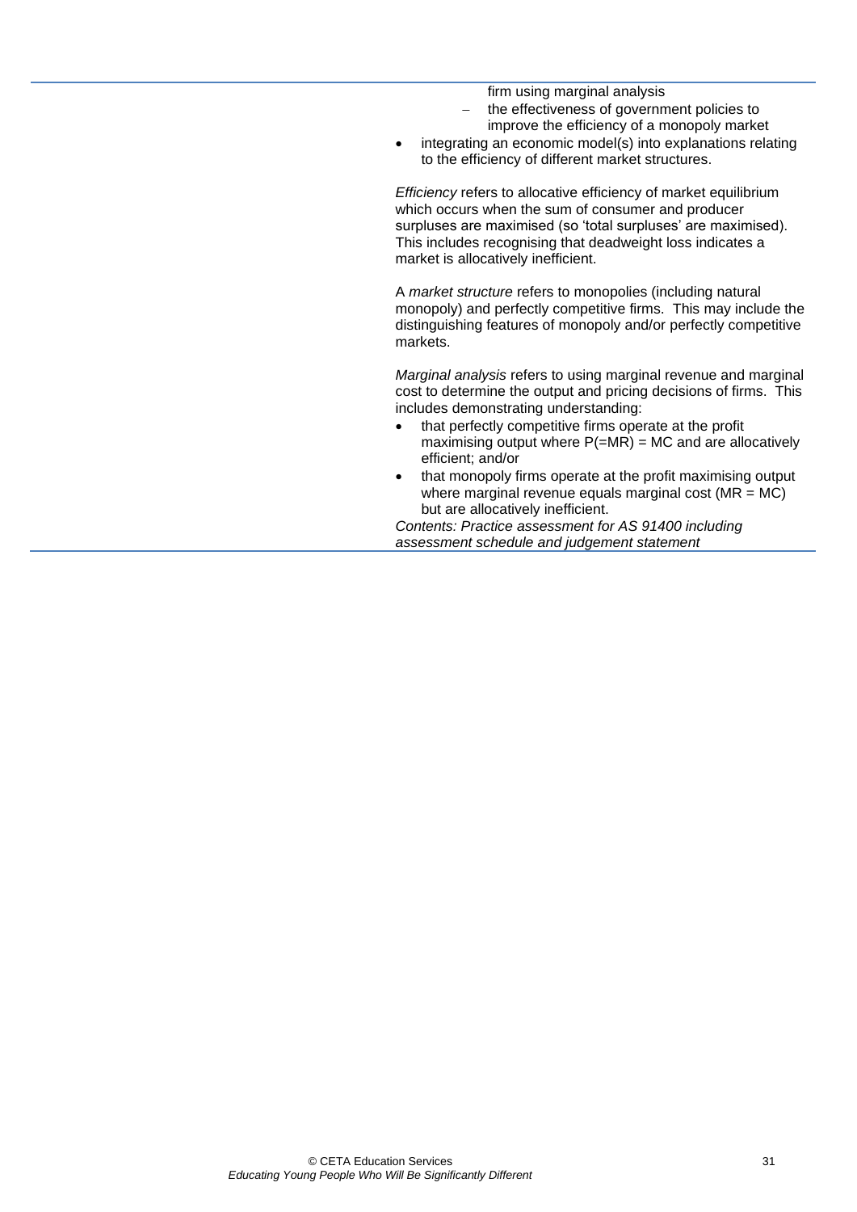firm using marginal analysis
  - the effectiveness of government policies to improve the efficiency of a monopoly market
- integrating an economic model(s) into explanations relating to the efficiency of different market structures.

*Efficiency* refers to allocative efficiency of market equilibrium which occurs when the sum of consumer and producer surpluses are maximised (so 'total surpluses' are maximised). This includes recognising that deadweight loss indicates a market is allocatively inefficient.

A *market structure* refers to monopolies (including natural monopoly) and perfectly competitive firms. This may include the distinguishing features of monopoly and/or perfectly competitive markets.

*Marginal analysis* refers to using marginal revenue and marginal cost to determine the output and pricing decisions of firms. This includes demonstrating understanding:

- that perfectly competitive firms operate at the profit maximising output where P(=MR) = MC and are allocatively efficient; and/or
- that monopoly firms operate at the profit maximising output where marginal revenue equals marginal cost (MR = MC) but are allocatively inefficient.

*Contents: Practice assessment for AS 91400 including assessment schedule and judgement statement*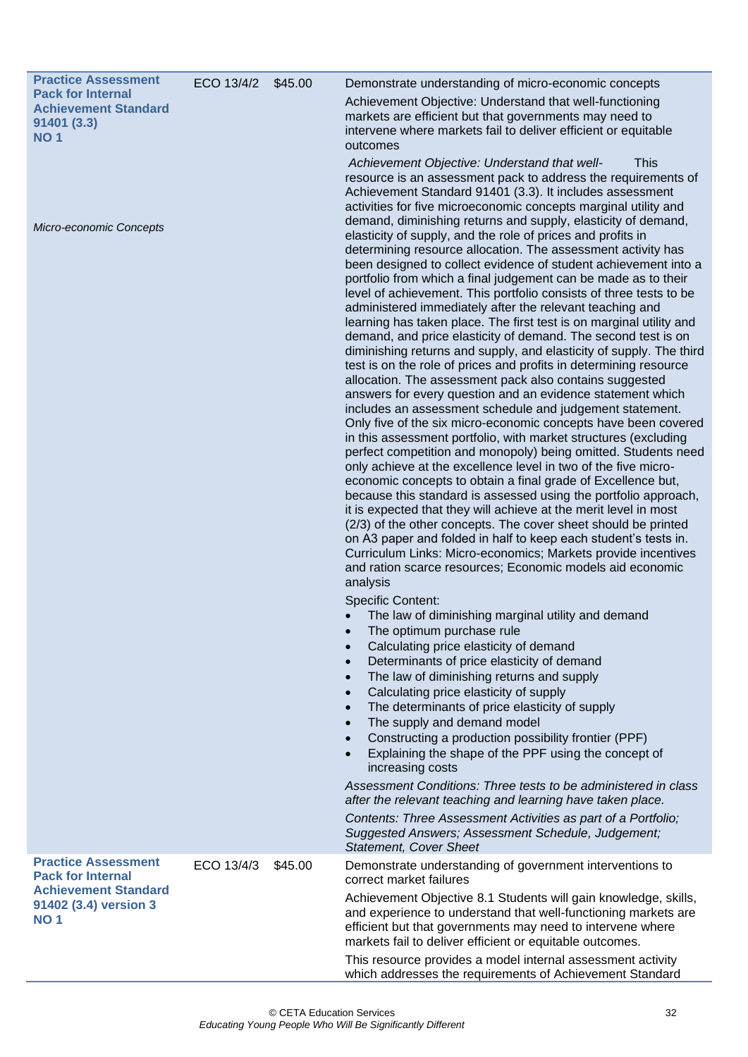| | | | |
|---|---|---|---|
| **Practice Assessment Pack for Internal Achievement Standard 91401 (3.3) NO 1**<br><br>*Micro-economic Concepts* | ECO 13/4/2 | $45.00 | Demonstrate understanding of micro-economic concepts<br><br>Achievement Objective: Understand that well-functioning markets are efficient but that governments may need to intervene where markets fail to deliver efficient or equitable outcomes<br><br>*Achievement Objective: Understand that well-* This resource is an assessment pack to address the requirements of Achievement Standard 91401 (3.3). It includes assessment activities for five microeconomic concepts marginal utility and demand, diminishing returns and supply, elasticity of demand, elasticity of supply, and the role of prices and profits in determining resource allocation. The assessment activity has been designed to collect evidence of student achievement into a portfolio from which a final judgement can be made as to their level of achievement. This portfolio consists of three tests to be administered immediately after the relevant teaching and learning has taken place. The first test is on marginal utility and demand, and price elasticity of demand. The second test is on diminishing returns and supply, and elasticity of supply. The third test is on the role of prices and profits in determining resource allocation. The assessment pack also contains suggested answers for every question and an evidence statement which includes an assessment schedule and judgement statement. Only five of the six micro-economic concepts have been covered in this assessment portfolio, with market structures (excluding perfect competition and monopoly) being omitted. Students need only achieve at the excellence level in two of the five micro-economic concepts to obtain a final grade of Excellence but, because this standard is assessed using the portfolio approach, it is expected that they will achieve at the merit level in most (2/3) of the other concepts. The cover sheet should be printed on A3 paper and folded in half to keep each student's tests in. Curriculum Links: Micro-economics; Markets provide incentives and ration scarce resources; Economic models aid economic analysis<br><br>Specific Content:<br>• The law of diminishing marginal utility and demand<br>• The optimum purchase rule<br>• Calculating price elasticity of demand<br>• Determinants of price elasticity of demand<br>• The law of diminishing returns and supply<br>• Calculating price elasticity of supply<br>• The determinants of price elasticity of supply<br>• The supply and demand model<br>• Constructing a production possibility frontier (PPF)<br>• Explaining the shape of the PPF using the concept of increasing costs<br><br>*Assessment Conditions: Three tests to be administered in class after the relevant teaching and learning have taken place.*<br><br>*Contents: Three Assessment Activities as part of a Portfolio; Suggested Answers; Assessment Schedule, Judgement; Statement, Cover Sheet* |
| **Practice Assessment Pack for Internal Achievement Standard 91402 (3.4) version 3 NO 1** | ECO 13/4/3 | $45.00 | Demonstrate understanding of government interventions to correct market failures<br><br>Achievement Objective 8.1 Students will gain knowledge, skills, and experience to understand that well-functioning markets are efficient but that governments may need to intervene where markets fail to deliver efficient or equitable outcomes.<br><br>This resource provides a model internal assessment activity which addresses the requirements of Achievement Standard |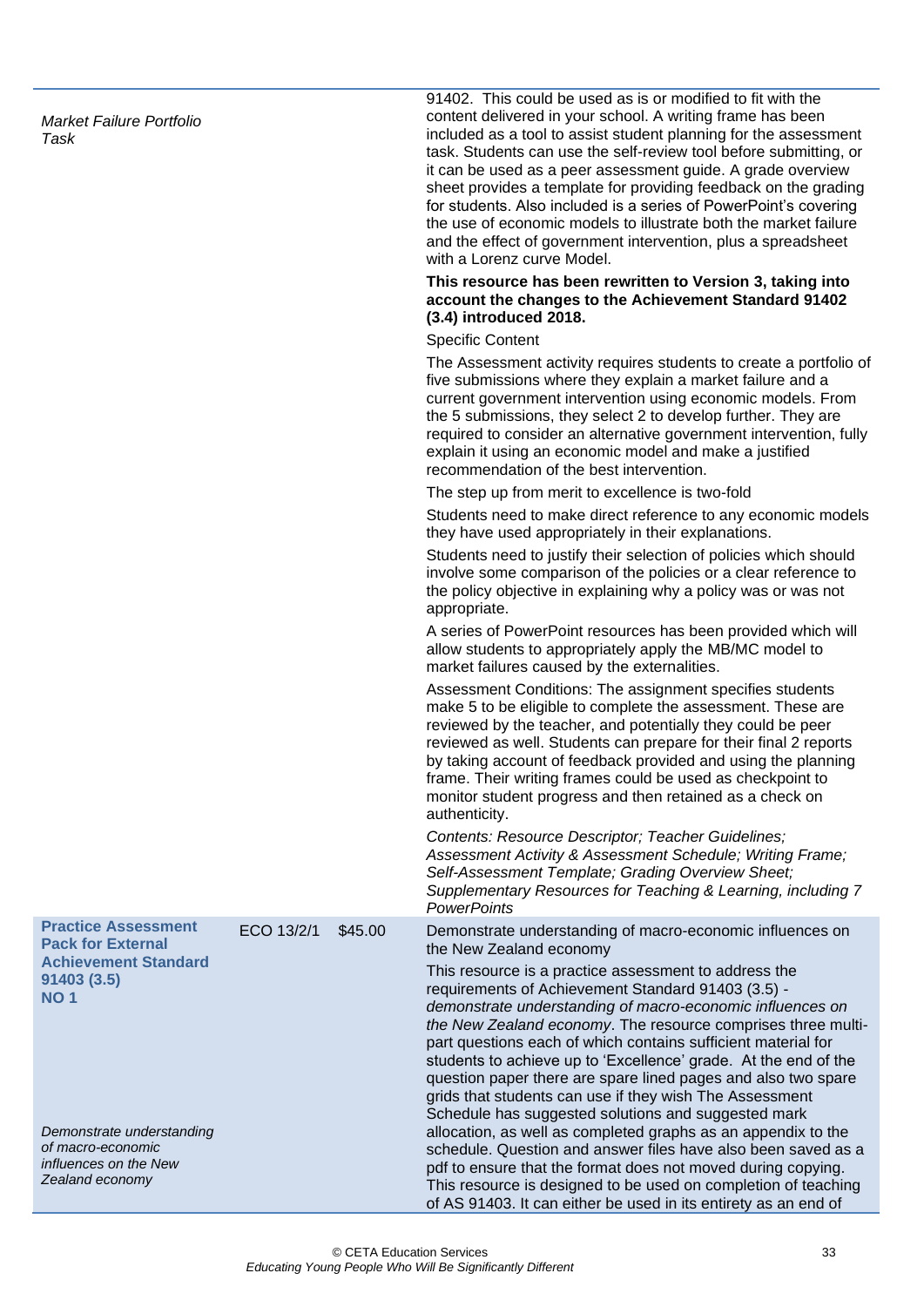| | | | |
|---|---|---|---|
| *Market Failure Portfolio Task* | | | 91402. This could be used as is or modified to fit with the content delivered in your school. A writing frame has been included as a tool to assist student planning for the assessment task. Students can use the self-review tool before submitting, or it can be used as a peer assessment guide. A grade overview sheet provides a template for providing feedback on the grading for students. Also included is a series of PowerPoint's covering the use of economic models to illustrate both the market failure and the effect of government intervention, plus a spreadsheet with a Lorenz curve Model.<br><br>**This resource has been rewritten to Version 3, taking into account the changes to the Achievement Standard 91402 (3.4) introduced 2018.**<br><br>Specific Content<br><br>The Assessment activity requires students to create a portfolio of five submissions where they explain a market failure and a current government intervention using economic models. From the 5 submissions, they select 2 to develop further. They are required to consider an alternative government intervention, fully explain it using an economic model and make a justified recommendation of the best intervention.<br><br>The step up from merit to excellence is two-fold<br><br>Students need to make direct reference to any economic models they have used appropriately in their explanations.<br><br>Students need to justify their selection of policies which should involve some comparison of the policies or a clear reference to the policy objective in explaining why a policy was or was not appropriate.<br><br>A series of PowerPoint resources has been provided which will allow students to appropriately apply the MB/MC model to market failures caused by the externalities.<br><br>Assessment Conditions: The assignment specifies students make 5 to be eligible to complete the assessment. These are reviewed by the teacher, and potentially they could be peer reviewed as well. Students can prepare for their final 2 reports by taking account of feedback provided and using the planning frame. Their writing frames could be used as checkpoint to monitor student progress and then retained as a check on authenticity.<br><br>*Contents: Resource Descriptor; Teacher Guidelines; Assessment Activity & Assessment Schedule; Writing Frame; Self-Assessment Template; Grading Overview Sheet; Supplementary Resources for Teaching & Learning, including 7 PowerPoints* |
| **Practice Assessment Pack for External Achievement Standard 91403 (3.5) NO 1**<br><br>*Demonstrate understanding of macro-economic influences on the New Zealand economy* | ECO 13/2/1 | $45.00 | Demonstrate understanding of macro-economic influences on the New Zealand economy<br><br>This resource is a practice assessment to address the requirements of Achievement Standard 91403 (3.5) - *demonstrate understanding of macro-economic influences on the New Zealand economy*. The resource comprises three multi-part questions each of which contains sufficient material for students to achieve up to 'Excellence' grade. At the end of the question paper there are spare lined pages and also two spare grids that students can use if they wish The Assessment Schedule has suggested solutions and suggested mark allocation, as well as completed graphs as an appendix to the schedule. Question and answer files have also been saved as a pdf to ensure that the format does not moved during copying. This resource is designed to be used on completion of teaching of AS 91403. It can either be used in its entirety as an end of |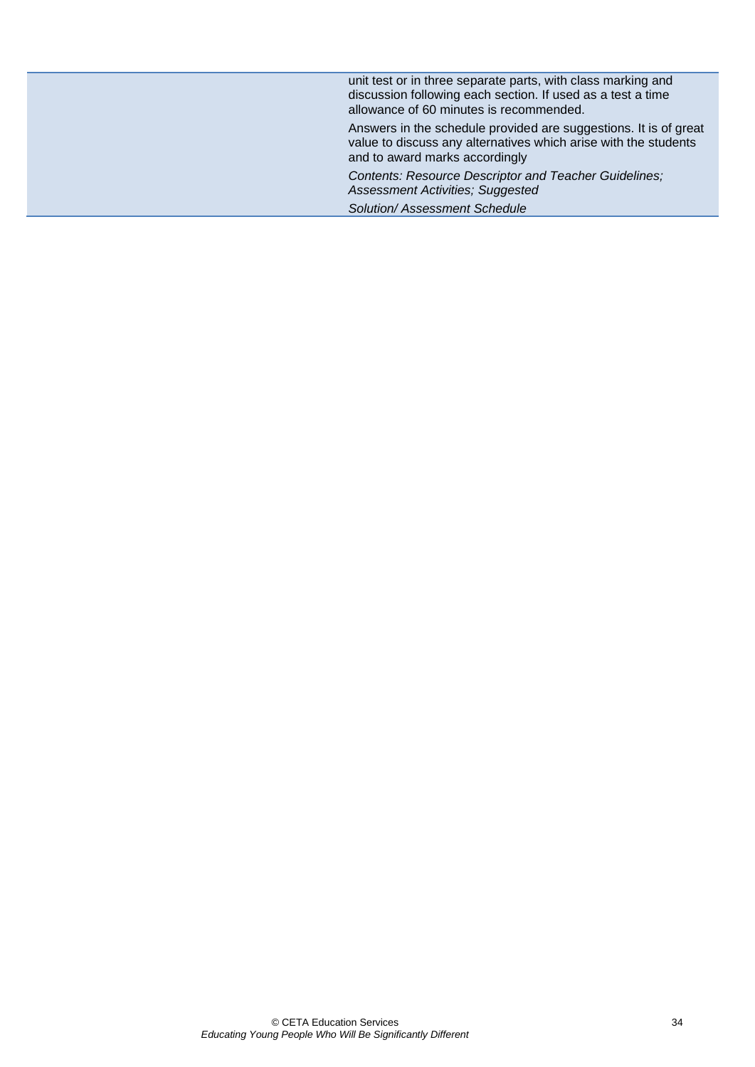| | |
|---|---|
| | unit test or in three separate parts, with class marking and discussion following each section. If used as a test a time allowance of 60 minutes is recommended.<br><br>Answers in the schedule provided are suggestions. It is of great value to discuss any alternatives which arise with the students and to award marks accordingly<br><br>*Contents: Resource Descriptor and Teacher Guidelines; Assessment Activities; Suggested*<br><br>*Solution/ Assessment Schedule* |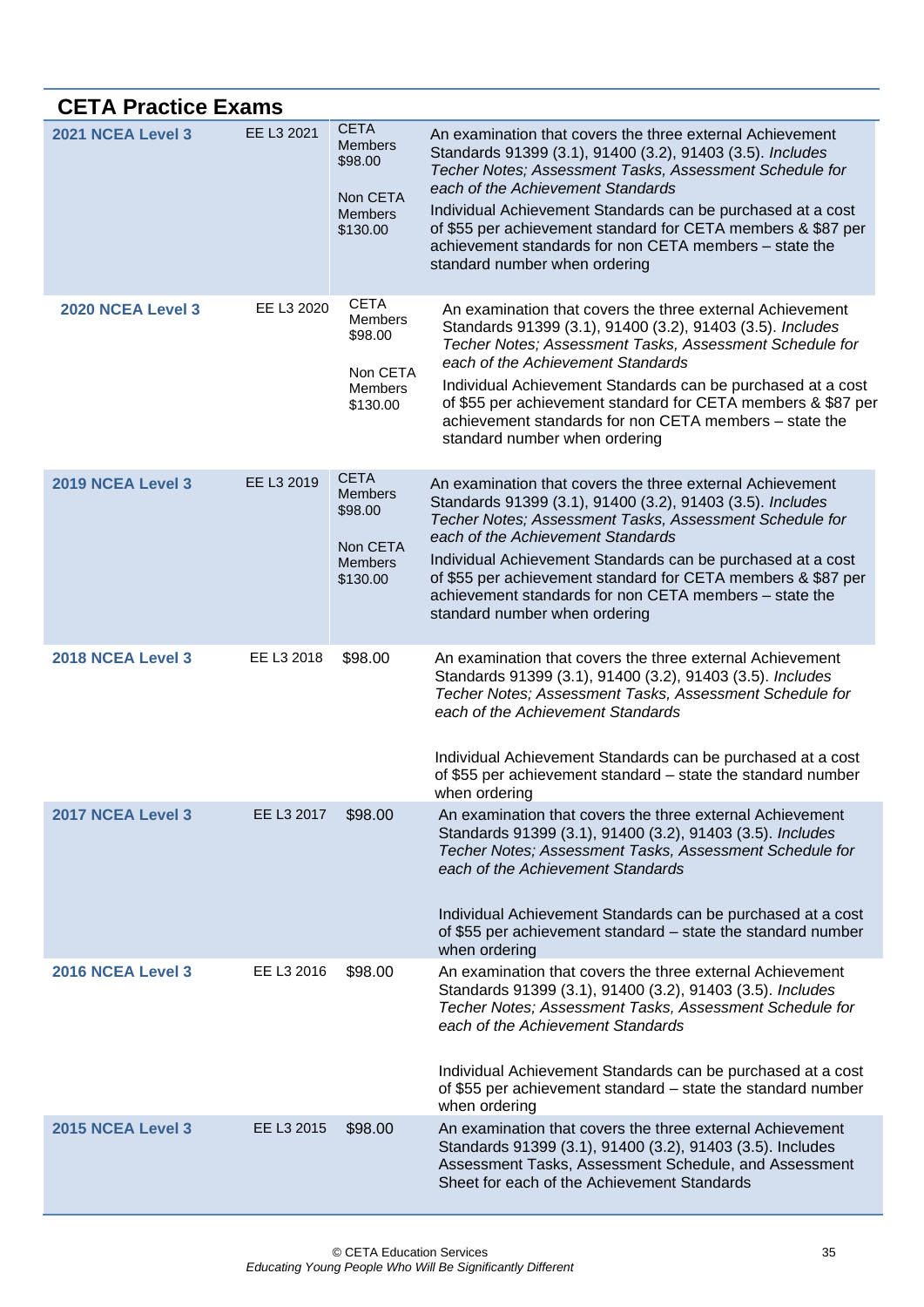## CETA Practice Exams

| | | | |
|---|---|---|---|
| **2021 NCEA Level 3** | EE L3 2021 | CETA Members $98.00<br><br>Non CETA Members $130.00 | An examination that covers the three external Achievement Standards 91399 (3.1), 91400 (3.2), 91403 (3.5). *Includes Techer Notes; Assessment Tasks, Assessment Schedule for each of the Achievement Standards*<br><br>Individual Achievement Standards can be purchased at a cost of $55 per achievement standard for CETA members & $87 per achievement standards for non CETA members – state the standard number when ordering |
| **2020 NCEA Level 3** | EE L3 2020 | CETA Members $98.00<br><br>Non CETA Members $130.00 | An examination that covers the three external Achievement Standards 91399 (3.1), 91400 (3.2), 91403 (3.5). *Includes Techer Notes; Assessment Tasks, Assessment Schedule for each of the Achievement Standards*<br><br>Individual Achievement Standards can be purchased at a cost of $55 per achievement standard for CETA members & $87 per achievement standards for non CETA members – state the standard number when ordering |
| **2019 NCEA Level 3** | EE L3 2019 | CETA Members $98.00<br><br>Non CETA Members $130.00 | An examination that covers the three external Achievement Standards 91399 (3.1), 91400 (3.2), 91403 (3.5). *Includes Techer Notes; Assessment Tasks, Assessment Schedule for each of the Achievement Standards*<br><br>Individual Achievement Standards can be purchased at a cost of $55 per achievement standard for CETA members & $87 per achievement standards for non CETA members – state the standard number when ordering |
| **2018 NCEA Level 3** | EE L3 2018 | $98.00 | An examination that covers the three external Achievement Standards 91399 (3.1), 91400 (3.2), 91403 (3.5). *Includes Techer Notes; Assessment Tasks, Assessment Schedule for each of the Achievement Standards*<br><br>Individual Achievement Standards can be purchased at a cost of $55 per achievement standard – state the standard number when ordering |
| **2017 NCEA Level 3** | EE L3 2017 | $98.00 | An examination that covers the three external Achievement Standards 91399 (3.1), 91400 (3.2), 91403 (3.5). *Includes Techer Notes; Assessment Tasks, Assessment Schedule for each of the Achievement Standards*<br><br>Individual Achievement Standards can be purchased at a cost of $55 per achievement standard – state the standard number when ordering |
| **2016 NCEA Level 3** | EE L3 2016 | $98.00 | An examination that covers the three external Achievement Standards 91399 (3.1), 91400 (3.2), 91403 (3.5). *Includes Techer Notes; Assessment Tasks, Assessment Schedule for each of the Achievement Standards*<br><br>Individual Achievement Standards can be purchased at a cost of $55 per achievement standard – state the standard number when ordering |
| **2015 NCEA Level 3** | EE L3 2015 | $98.00 | An examination that covers the three external Achievement Standards 91399 (3.1), 91400 (3.2), 91403 (3.5). Includes Assessment Tasks, Assessment Schedule, and Assessment Sheet for each of the Achievement Standards |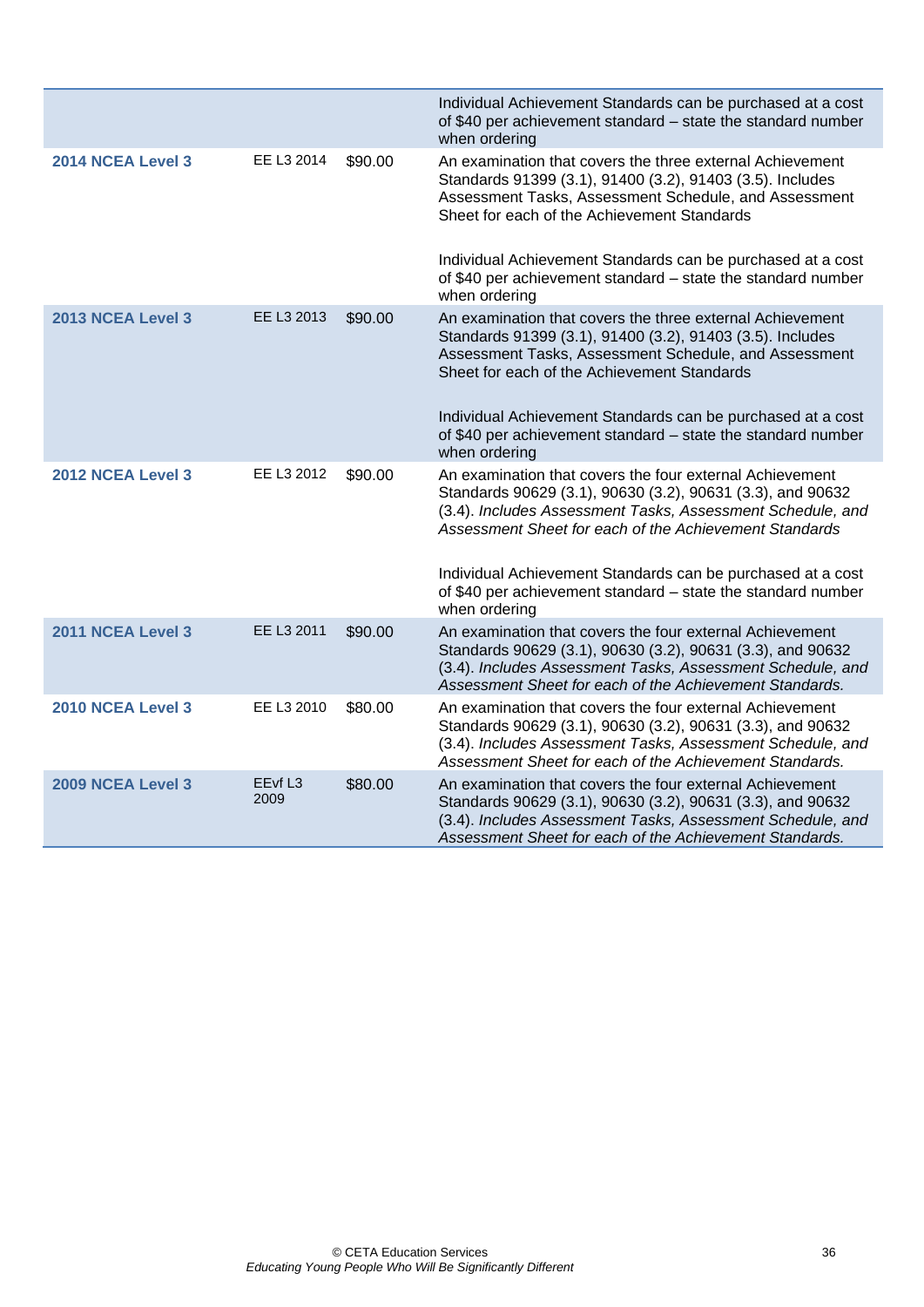| | | | |
|---|---|---|---|
| | | | Individual Achievement Standards can be purchased at a cost of $40 per achievement standard – state the standard number when ordering |
| **2014 NCEA Level 3** | EE L3 2014 | $90.00 | An examination that covers the three external Achievement Standards 91399 (3.1), 91400 (3.2), 91403 (3.5). Includes Assessment Tasks, Assessment Schedule, and Assessment Sheet for each of the Achievement Standards<br><br>Individual Achievement Standards can be purchased at a cost of $40 per achievement standard – state the standard number when ordering |
| **2013 NCEA Level 3** | EE L3 2013 | $90.00 | An examination that covers the three external Achievement Standards 91399 (3.1), 91400 (3.2), 91403 (3.5). Includes Assessment Tasks, Assessment Schedule, and Assessment Sheet for each of the Achievement Standards<br><br>Individual Achievement Standards can be purchased at a cost of $40 per achievement standard – state the standard number when ordering |
| **2012 NCEA Level 3** | EE L3 2012 | $90.00 | An examination that covers the four external Achievement Standards 90629 (3.1), 90630 (3.2), 90631 (3.3), and 90632 (3.4). *Includes Assessment Tasks, Assessment Schedule, and Assessment Sheet for each of the Achievement Standards*<br><br>Individual Achievement Standards can be purchased at a cost of $40 per achievement standard – state the standard number when ordering |
| **2011 NCEA Level 3** | EE L3 2011 | $90.00 | An examination that covers the four external Achievement Standards 90629 (3.1), 90630 (3.2), 90631 (3.3), and 90632 (3.4). *Includes Assessment Tasks, Assessment Schedule, and Assessment Sheet for each of the Achievement Standards.* |
| **2010 NCEA Level 3** | EE L3 2010 | $80.00 | An examination that covers the four external Achievement Standards 90629 (3.1), 90630 (3.2), 90631 (3.3), and 90632 (3.4). *Includes Assessment Tasks, Assessment Schedule, and Assessment Sheet for each of the Achievement Standards.* |
| **2009 NCEA Level 3** | EEvf L3 2009 | $80.00 | An examination that covers the four external Achievement Standards 90629 (3.1), 90630 (3.2), 90631 (3.3), and 90632 (3.4). *Includes Assessment Tasks, Assessment Schedule, and Assessment Sheet for each of the Achievement Standards.* |